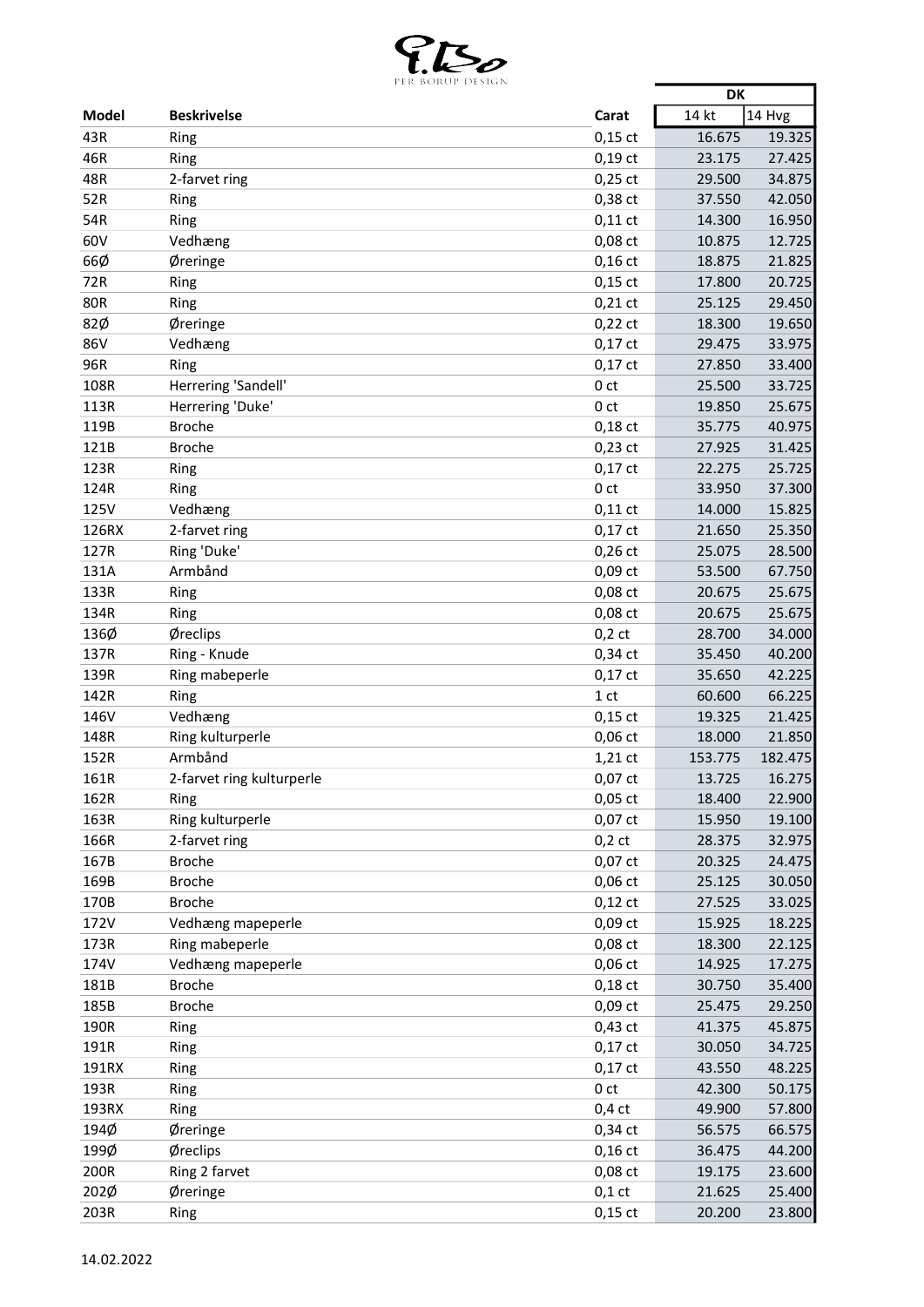PER BORUP DESIGN

| Model | Beskrivelse | Carat | DK | |
|---|---|---|---|---|
| | | | 14 kt | 14 Hvg |
| 43R | Ring | 0,15 ct | 16.675 | 19.325 |
| 46R | Ring | 0,19 ct | 23.175 | 27.425 |
| 48R | 2-farvet ring | 0,25 ct | 29.500 | 34.875 |
| 52R | Ring | 0,38 ct | 37.550 | 42.050 |
| 54R | Ring | 0,11 ct | 14.300 | 16.950 |
| 60V | Vedhæng | 0,08 ct | 10.875 | 12.725 |
| 66Ø | Øreringe | 0,16 ct | 18.875 | 21.825 |
| 72R | Ring | 0,15 ct | 17.800 | 20.725 |
| 80R | Ring | 0,21 ct | 25.125 | 29.450 |
| 82Ø | Øreringe | 0,22 ct | 18.300 | 19.650 |
| 86V | Vedhæng | 0,17 ct | 29.475 | 33.975 |
| 96R | Ring | 0,17 ct | 27.850 | 33.400 |
| 108R | Herrering 'Sandell' | 0 ct | 25.500 | 33.725 |
| 113R | Herrering 'Duke' | 0 ct | 19.850 | 25.675 |
| 119B | Broche | 0,18 ct | 35.775 | 40.975 |
| 121B | Broche | 0,23 ct | 27.925 | 31.425 |
| 123R | Ring | 0,17 ct | 22.275 | 25.725 |
| 124R | Ring | 0 ct | 33.950 | 37.300 |
| 125V | Vedhæng | 0,11 ct | 14.000 | 15.825 |
| 126RX | 2-farvet ring | 0,17 ct | 21.650 | 25.350 |
| 127R | Ring 'Duke' | 0,26 ct | 25.075 | 28.500 |
| 131A | Armbånd | 0,09 ct | 53.500 | 67.750 |
| 133R | Ring | 0,08 ct | 20.675 | 25.675 |
| 134R | Ring | 0,08 ct | 20.675 | 25.675 |
| 136Ø | Øreclips | 0,2 ct | 28.700 | 34.000 |
| 137R | Ring - Knude | 0,34 ct | 35.450 | 40.200 |
| 139R | Ring mabeperle | 0,17 ct | 35.650 | 42.225 |
| 142R | Ring | 1 ct | 60.600 | 66.225 |
| 146V | Vedhæng | 0,15 ct | 19.325 | 21.425 |
| 148R | Ring kulturperle | 0,06 ct | 18.000 | 21.850 |
| 152R | Armbånd | 1,21 ct | 153.775 | 182.475 |
| 161R | 2-farvet ring kulturperle | 0,07 ct | 13.725 | 16.275 |
| 162R | Ring | 0,05 ct | 18.400 | 22.900 |
| 163R | Ring kulturperle | 0,07 ct | 15.950 | 19.100 |
| 166R | 2-farvet ring | 0,2 ct | 28.375 | 32.975 |
| 167B | Broche | 0,07 ct | 20.325 | 24.475 |
| 169B | Broche | 0,06 ct | 25.125 | 30.050 |
| 170B | Broche | 0,12 ct | 27.525 | 33.025 |
| 172V | Vedhæng mapeperle | 0,09 ct | 15.925 | 18.225 |
| 173R | Ring mabeperle | 0,08 ct | 18.300 | 22.125 |
| 174V | Vedhæng mapeperle | 0,06 ct | 14.925 | 17.275 |
| 181B | Broche | 0,18 ct | 30.750 | 35.400 |
| 185B | Broche | 0,09 ct | 25.475 | 29.250 |
| 190R | Ring | 0,43 ct | 41.375 | 45.875 |
| 191R | Ring | 0,17 ct | 30.050 | 34.725 |
| 191RX | Ring | 0,17 ct | 43.550 | 48.225 |
| 193R | Ring | 0 ct | 42.300 | 50.175 |
| 193RX | Ring | 0,4 ct | 49.900 | 57.800 |
| 194Ø | Øreringe | 0,34 ct | 56.575 | 66.575 |
| 199Ø | Øreclips | 0,16 ct | 36.475 | 44.200 |
| 200R | Ring 2 farvet | 0,08 ct | 19.175 | 23.600 |
| 202Ø | Øreringe | 0,1 ct | 21.625 | 25.400 |
| 203R | Ring | 0,15 ct | 20.200 | 23.800 |

14.02.2022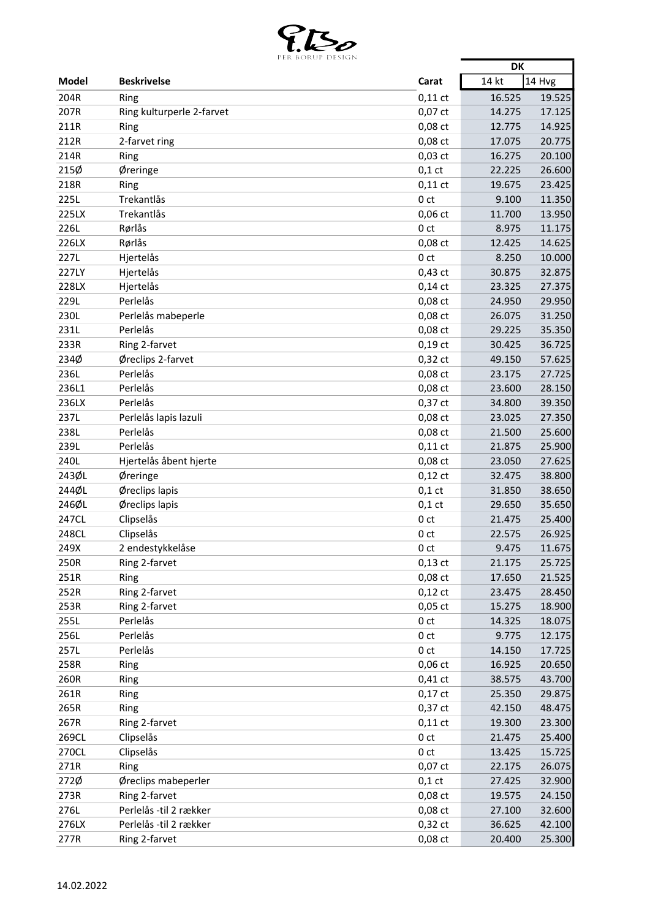| Model | Beskrivelse | Carat | DK | |
|---|---|---|---|---|
| | | | 14 kt | 14 Hvg |
| 204R | Ring | 0,11 ct | 16.525 | 19.525 |
| 207R | Ring kulturperle 2-farvet | 0,07 ct | 14.275 | 17.125 |
| 211R | Ring | 0,08 ct | 12.775 | 14.925 |
| 212R | 2-farvet ring | 0,08 ct | 17.075 | 20.775 |
| 214R | Ring | 0,03 ct | 16.275 | 20.100 |
| 215Ø | Øreringe | 0,1 ct | 22.225 | 26.600 |
| 218R | Ring | 0,11 ct | 19.675 | 23.425 |
| 225L | Trekantlås | 0 ct | 9.100 | 11.350 |
| 225LX | Trekantlås | 0,06 ct | 11.700 | 13.950 |
| 226L | Rørlås | 0 ct | 8.975 | 11.175 |
| 226LX | Rørlås | 0,08 ct | 12.425 | 14.625 |
| 227L | Hjertelås | 0 ct | 8.250 | 10.000 |
| 227LY | Hjertelås | 0,43 ct | 30.875 | 32.875 |
| 228LX | Hjertelås | 0,14 ct | 23.325 | 27.375 |
| 229L | Perlelås | 0,08 ct | 24.950 | 29.950 |
| 230L | Perlelås mabeperle | 0,08 ct | 26.075 | 31.250 |
| 231L | Perlelås | 0,08 ct | 29.225 | 35.350 |
| 233R | Ring 2-farvet | 0,19 ct | 30.425 | 36.725 |
| 234Ø | Øreclips 2-farvet | 0,32 ct | 49.150 | 57.625 |
| 236L | Perlelås | 0,08 ct | 23.175 | 27.725 |
| 236L1 | Perlelås | 0,08 ct | 23.600 | 28.150 |
| 236LX | Perlelås | 0,37 ct | 34.800 | 39.350 |
| 237L | Perlelås lapis lazuli | 0,08 ct | 23.025 | 27.350 |
| 238L | Perlelås | 0,08 ct | 21.500 | 25.600 |
| 239L | Perlelås | 0,11 ct | 21.875 | 25.900 |
| 240L | Hjertelås åbent hjerte | 0,08 ct | 23.050 | 27.625 |
| 243ØL | Øreringe | 0,12 ct | 32.475 | 38.800 |
| 244ØL | Øreclips lapis | 0,1 ct | 31.850 | 38.650 |
| 246ØL | Øreclips lapis | 0,1 ct | 29.650 | 35.650 |
| 247CL | Clipselås | 0 ct | 21.475 | 25.400 |
| 248CL | Clipselås | 0 ct | 22.575 | 26.925 |
| 249X | 2 endestykkelåse | 0 ct | 9.475 | 11.675 |
| 250R | Ring 2-farvet | 0,13 ct | 21.175 | 25.725 |
| 251R | Ring | 0,08 ct | 17.650 | 21.525 |
| 252R | Ring 2-farvet | 0,12 ct | 23.475 | 28.450 |
| 253R | Ring 2-farvet | 0,05 ct | 15.275 | 18.900 |
| 255L | Perlelås | 0 ct | 14.325 | 18.075 |
| 256L | Perlelås | 0 ct | 9.775 | 12.175 |
| 257L | Perlelås | 0 ct | 14.150 | 17.725 |
| 258R | Ring | 0,06 ct | 16.925 | 20.650 |
| 260R | Ring | 0,41 ct | 38.575 | 43.700 |
| 261R | Ring | 0,17 ct | 25.350 | 29.875 |
| 265R | Ring | 0,37 ct | 42.150 | 48.475 |
| 267R | Ring 2-farvet | 0,11 ct | 19.300 | 23.300 |
| 269CL | Clipselås | 0 ct | 21.475 | 25.400 |
| 270CL | Clipselås | 0 ct | 13.425 | 15.725 |
| 271R | Ring | 0,07 ct | 22.175 | 26.075 |
| 272Ø | Øreclips mabeperler | 0,1 ct | 27.425 | 32.900 |
| 273R | Ring 2-farvet | 0,08 ct | 19.575 | 24.150 |
| 276L | Perlelås -til 2 rækker | 0,08 ct | 27.100 | 32.600 |
| 276LX | Perlelås -til 2 rækker | 0,32 ct | 36.625 | 42.100 |
| 277R | Ring 2-farvet | 0,08 ct | 20.400 | 25.300 |

14.02.2022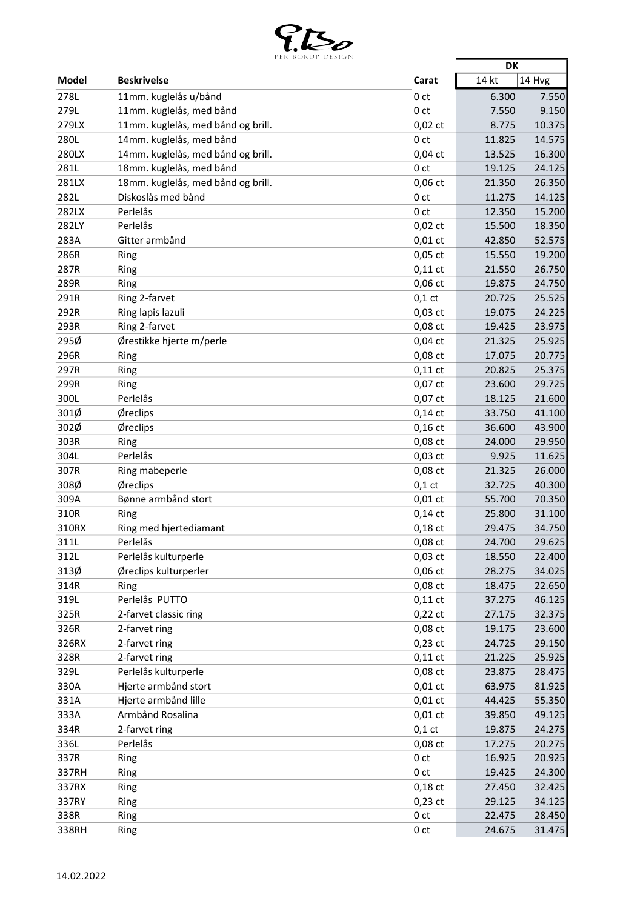PER BORUP DESIGN

| Model | Beskrivelse | Carat | DK | |
|---|---|---|---|---|
| | | | 14 kt | 14 Hvg |
| 278L | 11mm. kuglelås u/bånd | 0 ct | 6.300 | 7.550 |
| 279L | 11mm. kuglelås, med bånd | 0 ct | 7.550 | 9.150 |
| 279LX | 11mm. kuglelås, med bånd og brill. | 0,02 ct | 8.775 | 10.375 |
| 280L | 14mm. kuglelås, med bånd | 0 ct | 11.825 | 14.575 |
| 280LX | 14mm. kuglelås, med bånd og brill. | 0,04 ct | 13.525 | 16.300 |
| 281L | 18mm. kuglelås, med bånd | 0 ct | 19.125 | 24.125 |
| 281LX | 18mm. kuglelås, med bånd og brill. | 0,06 ct | 21.350 | 26.350 |
| 282L | Diskoslås med bånd | 0 ct | 11.275 | 14.125 |
| 282LX | Perlelås | 0 ct | 12.350 | 15.200 |
| 282LY | Perlelås | 0,02 ct | 15.500 | 18.350 |
| 283A | Gitter armbånd | 0,01 ct | 42.850 | 52.575 |
| 286R | Ring | 0,05 ct | 15.550 | 19.200 |
| 287R | Ring | 0,11 ct | 21.550 | 26.750 |
| 289R | Ring | 0,06 ct | 19.875 | 24.750 |
| 291R | Ring 2-farvet | 0,1 ct | 20.725 | 25.525 |
| 292R | Ring lapis lazuli | 0,03 ct | 19.075 | 24.225 |
| 293R | Ring 2-farvet | 0,08 ct | 19.425 | 23.975 |
| 295Ø | Ørestikke hjerte m/perle | 0,04 ct | 21.325 | 25.925 |
| 296R | Ring | 0,08 ct | 17.075 | 20.775 |
| 297R | Ring | 0,11 ct | 20.825 | 25.375 |
| 299R | Ring | 0,07 ct | 23.600 | 29.725 |
| 300L | Perlelås | 0,07 ct | 18.125 | 21.600 |
| 301Ø | Øreclips | 0,14 ct | 33.750 | 41.100 |
| 302Ø | Øreclips | 0,16 ct | 36.600 | 43.900 |
| 303R | Ring | 0,08 ct | 24.000 | 29.950 |
| 304L | Perlelås | 0,03 ct | 9.925 | 11.625 |
| 307R | Ring mabeperle | 0,08 ct | 21.325 | 26.000 |
| 308Ø | Øreclips | 0,1 ct | 32.725 | 40.300 |
| 309A | Bønne armbånd stort | 0,01 ct | 55.700 | 70.350 |
| 310R | Ring | 0,14 ct | 25.800 | 31.100 |
| 310RX | Ring med hjertediamant | 0,18 ct | 29.475 | 34.750 |
| 311L | Perlelås | 0,08 ct | 24.700 | 29.625 |
| 312L | Perlelås kulturperle | 0,03 ct | 18.550 | 22.400 |
| 313Ø | Øreclips kulturperler | 0,06 ct | 28.275 | 34.025 |
| 314R | Ring | 0,08 ct | 18.475 | 22.650 |
| 319L | Perlelås PUTTO | 0,11 ct | 37.275 | 46.125 |
| 325R | 2-farvet classic ring | 0,22 ct | 27.175 | 32.375 |
| 326R | 2-farvet ring | 0,08 ct | 19.175 | 23.600 |
| 326RX | 2-farvet ring | 0,23 ct | 24.725 | 29.150 |
| 328R | 2-farvet ring | 0,11 ct | 21.225 | 25.925 |
| 329L | Perlelås kulturperle | 0,08 ct | 23.875 | 28.475 |
| 330A | Hjerte armbånd stort | 0,01 ct | 63.975 | 81.925 |
| 331A | Hjerte armbånd lille | 0,01 ct | 44.425 | 55.350 |
| 333A | Armbånd Rosalina | 0,01 ct | 39.850 | 49.125 |
| 334R | 2-farvet ring | 0,1 ct | 19.875 | 24.275 |
| 336L | Perlelås | 0,08 ct | 17.275 | 20.275 |
| 337R | Ring | 0 ct | 16.925 | 20.925 |
| 337RH | Ring | 0 ct | 19.425 | 24.300 |
| 337RX | Ring | 0,18 ct | 27.450 | 32.425 |
| 337RY | Ring | 0,23 ct | 29.125 | 34.125 |
| 338R | Ring | 0 ct | 22.475 | 28.450 |
| 338RH | Ring | 0 ct | 24.675 | 31.475 |

14.02.2022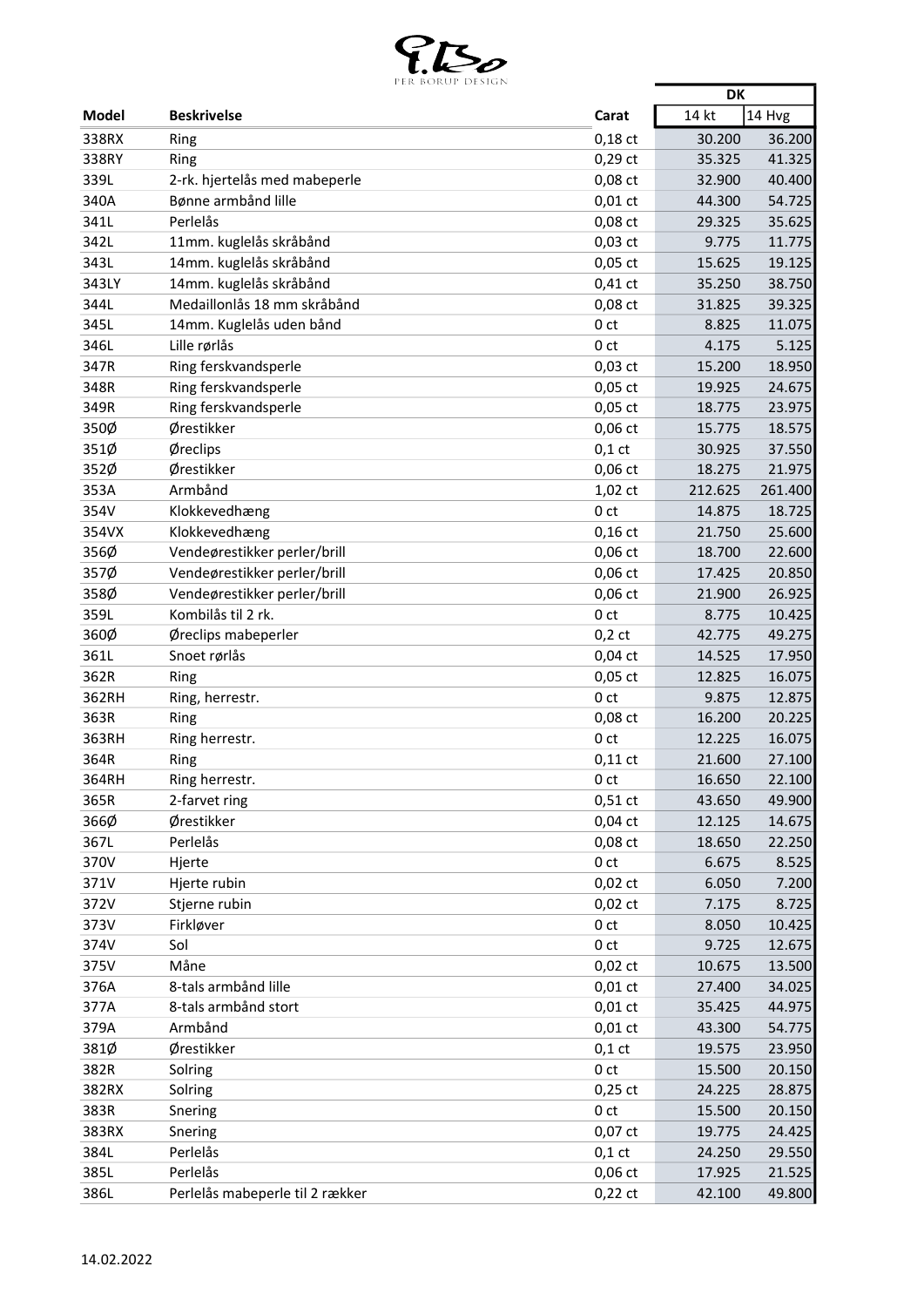PER BORUP DESIGN

| Model | Beskrivelse | Carat | DK | |
|---|---|---|---|---|
| | | | 14 kt | 14 Hvg |
| 338RX | Ring | 0,18 ct | 30.200 | 36.200 |
| 338RY | Ring | 0,29 ct | 35.325 | 41.325 |
| 339L | 2-rk. hjertelås med mabeperle | 0,08 ct | 32.900 | 40.400 |
| 340A | Bønne armbånd lille | 0,01 ct | 44.300 | 54.725 |
| 341L | Perlelås | 0,08 ct | 29.325 | 35.625 |
| 342L | 11mm. kuglelås skråbånd | 0,03 ct | 9.775 | 11.775 |
| 343L | 14mm. kuglelås skråbånd | 0,05 ct | 15.625 | 19.125 |
| 343LY | 14mm. kuglelås skråbånd | 0,41 ct | 35.250 | 38.750 |
| 344L | Medaillonlås 18 mm skråbånd | 0,08 ct | 31.825 | 39.325 |
| 345L | 14mm. Kuglelås uden bånd | 0 ct | 8.825 | 11.075 |
| 346L | Lille rørlås | 0 ct | 4.175 | 5.125 |
| 347R | Ring ferskvandsperle | 0,03 ct | 15.200 | 18.950 |
| 348R | Ring ferskvandsperle | 0,05 ct | 19.925 | 24.675 |
| 349R | Ring ferskvandsperle | 0,05 ct | 18.775 | 23.975 |
| 350Ø | Ørestikker | 0,06 ct | 15.775 | 18.575 |
| 351Ø | Øreclips | 0,1 ct | 30.925 | 37.550 |
| 352Ø | Ørestikker | 0,06 ct | 18.275 | 21.975 |
| 353A | Armbånd | 1,02 ct | 212.625 | 261.400 |
| 354V | Klokkevedhæng | 0 ct | 14.875 | 18.725 |
| 354VX | Klokkevedhæng | 0,16 ct | 21.750 | 25.600 |
| 356Ø | Vendeørestikker perler/brill | 0,06 ct | 18.700 | 22.600 |
| 357Ø | Vendeørestikker perler/brill | 0,06 ct | 17.425 | 20.850 |
| 358Ø | Vendeørestikker perler/brill | 0,06 ct | 21.900 | 26.925 |
| 359L | Kombilås til 2 rk. | 0 ct | 8.775 | 10.425 |
| 360Ø | Øreclips mabeperler | 0,2 ct | 42.775 | 49.275 |
| 361L | Snoet rørlås | 0,04 ct | 14.525 | 17.950 |
| 362R | Ring | 0,05 ct | 12.825 | 16.075 |
| 362RH | Ring, herrestr. | 0 ct | 9.875 | 12.875 |
| 363R | Ring | 0,08 ct | 16.200 | 20.225 |
| 363RH | Ring herrestr. | 0 ct | 12.225 | 16.075 |
| 364R | Ring | 0,11 ct | 21.600 | 27.100 |
| 364RH | Ring herrestr. | 0 ct | 16.650 | 22.100 |
| 365R | 2-farvet ring | 0,51 ct | 43.650 | 49.900 |
| 366Ø | Ørestikker | 0,04 ct | 12.125 | 14.675 |
| 367L | Perlelås | 0,08 ct | 18.650 | 22.250 |
| 370V | Hjerte | 0 ct | 6.675 | 8.525 |
| 371V | Hjerte rubin | 0,02 ct | 6.050 | 7.200 |
| 372V | Stjerne rubin | 0,02 ct | 7.175 | 8.725 |
| 373V | Firkløver | 0 ct | 8.050 | 10.425 |
| 374V | Sol | 0 ct | 9.725 | 12.675 |
| 375V | Måne | 0,02 ct | 10.675 | 13.500 |
| 376A | 8-tals armbånd lille | 0,01 ct | 27.400 | 34.025 |
| 377A | 8-tals armbånd stort | 0,01 ct | 35.425 | 44.975 |
| 379A | Armbånd | 0,01 ct | 43.300 | 54.775 |
| 381Ø | Ørestikker | 0,1 ct | 19.575 | 23.950 |
| 382R | Solring | 0 ct | 15.500 | 20.150 |
| 382RX | Solring | 0,25 ct | 24.225 | 28.875 |
| 383R | Snering | 0 ct | 15.500 | 20.150 |
| 383RX | Snering | 0,07 ct | 19.775 | 24.425 |
| 384L | Perlelås | 0,1 ct | 24.250 | 29.550 |
| 385L | Perlelås | 0,06 ct | 17.925 | 21.525 |
| 386L | Perlelås mabeperle til 2 rækker | 0,22 ct | 42.100 | 49.800 |

14.02.2022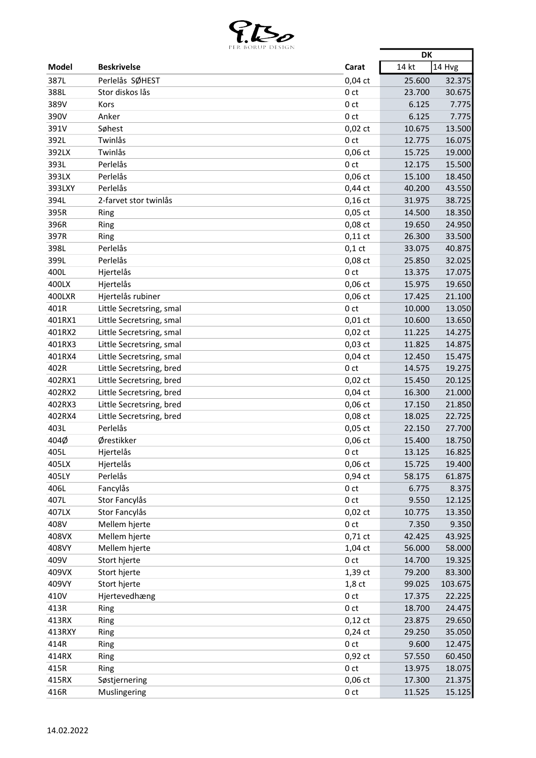PER BORUP DESIGN

| Model | Beskrivelse | Carat | DK | |
|---|---|---|---|---|
| | | | 14 kt | 14 Hvg |
| 387L | Perlelås SØHEST | 0,04 ct | 25.600 | 32.375 |
| 388L | Stor diskos lås | 0 ct | 23.700 | 30.675 |
| 389V | Kors | 0 ct | 6.125 | 7.775 |
| 390V | Anker | 0 ct | 6.125 | 7.775 |
| 391V | Søhest | 0,02 ct | 10.675 | 13.500 |
| 392L | Twinlås | 0 ct | 12.775 | 16.075 |
| 392LX | Twinlås | 0,06 ct | 15.725 | 19.000 |
| 393L | Perlelås | 0 ct | 12.175 | 15.500 |
| 393LX | Perlelås | 0,06 ct | 15.100 | 18.450 |
| 393LXY | Perlelås | 0,44 ct | 40.200 | 43.550 |
| 394L | 2-farvet stor twinlås | 0,16 ct | 31.975 | 38.725 |
| 395R | Ring | 0,05 ct | 14.500 | 18.350 |
| 396R | Ring | 0,08 ct | 19.650 | 24.950 |
| 397R | Ring | 0,11 ct | 26.300 | 33.500 |
| 398L | Perlelås | 0,1 ct | 33.075 | 40.875 |
| 399L | Perlelås | 0,08 ct | 25.850 | 32.025 |
| 400L | Hjertelås | 0 ct | 13.375 | 17.075 |
| 400LX | Hjertelås | 0,06 ct | 15.975 | 19.650 |
| 400LXR | Hjertelås rubiner | 0,06 ct | 17.425 | 21.100 |
| 401R | Little Secretsring, smal | 0 ct | 10.000 | 13.050 |
| 401RX1 | Little Secretsring, smal | 0,01 ct | 10.600 | 13.650 |
| 401RX2 | Little Secretsring, smal | 0,02 ct | 11.225 | 14.275 |
| 401RX3 | Little Secretsring, smal | 0,03 ct | 11.825 | 14.875 |
| 401RX4 | Little Secretsring, smal | 0,04 ct | 12.450 | 15.475 |
| 402R | Little Secretsring, bred | 0 ct | 14.575 | 19.275 |
| 402RX1 | Little Secretsring, bred | 0,02 ct | 15.450 | 20.125 |
| 402RX2 | Little Secretsring, bred | 0,04 ct | 16.300 | 21.000 |
| 402RX3 | Little Secretsring, bred | 0,06 ct | 17.150 | 21.850 |
| 402RX4 | Little Secretsring, bred | 0,08 ct | 18.025 | 22.725 |
| 403L | Perlelås | 0,05 ct | 22.150 | 27.700 |
| 404Ø | Ørestikker | 0,06 ct | 15.400 | 18.750 |
| 405L | Hjertelås | 0 ct | 13.125 | 16.825 |
| 405LX | Hjertelås | 0,06 ct | 15.725 | 19.400 |
| 405LY | Perlelås | 0,94 ct | 58.175 | 61.875 |
| 406L | Fancylås | 0 ct | 6.775 | 8.375 |
| 407L | Stor Fancylås | 0 ct | 9.550 | 12.125 |
| 407LX | Stor Fancylås | 0,02 ct | 10.775 | 13.350 |
| 408V | Mellem hjerte | 0 ct | 7.350 | 9.350 |
| 408VX | Mellem hjerte | 0,71 ct | 42.425 | 43.925 |
| 408VY | Mellem hjerte | 1,04 ct | 56.000 | 58.000 |
| 409V | Stort hjerte | 0 ct | 14.700 | 19.325 |
| 409VX | Stort hjerte | 1,39 ct | 79.200 | 83.300 |
| 409VY | Stort hjerte | 1,8 ct | 99.025 | 103.675 |
| 410V | Hjertevedhæng | 0 ct | 17.375 | 22.225 |
| 413R | Ring | 0 ct | 18.700 | 24.475 |
| 413RX | Ring | 0,12 ct | 23.875 | 29.650 |
| 413RXY | Ring | 0,24 ct | 29.250 | 35.050 |
| 414R | Ring | 0 ct | 9.600 | 12.475 |
| 414RX | Ring | 0,92 ct | 57.550 | 60.450 |
| 415R | Ring | 0 ct | 13.975 | 18.075 |
| 415RX | Søstjernering | 0,06 ct | 17.300 | 21.375 |
| 416R | Muslingering | 0 ct | 11.525 | 15.125 |

14.02.2022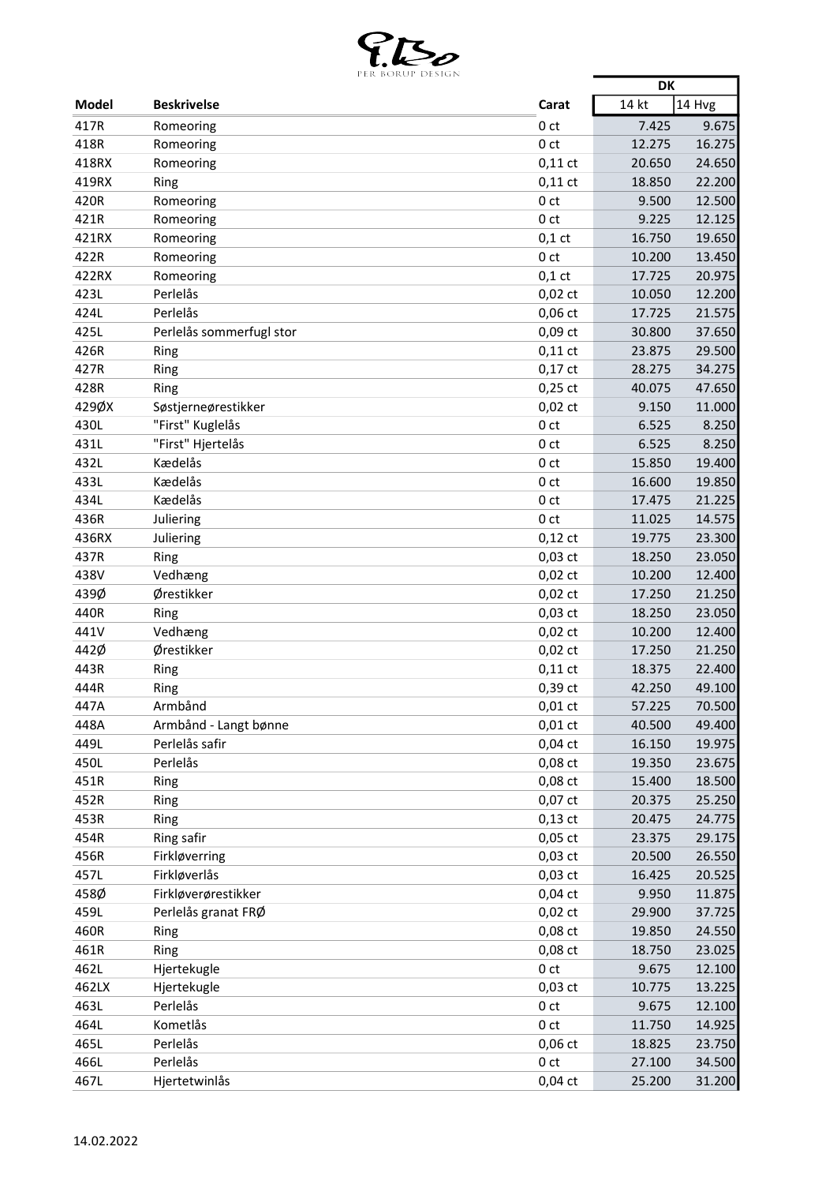PER BORUP DESIGN

| Model | Beskrivelse | Carat | DK | |
|---|---|---|---|---|
| | | | 14 kt | 14 Hvg |
| 417R | Romeoring | 0 ct | 7.425 | 9.675 |
| 418R | Romeoring | 0 ct | 12.275 | 16.275 |
| 418RX | Romeoring | 0,11 ct | 20.650 | 24.650 |
| 419RX | Ring | 0,11 ct | 18.850 | 22.200 |
| 420R | Romeoring | 0 ct | 9.500 | 12.500 |
| 421R | Romeoring | 0 ct | 9.225 | 12.125 |
| 421RX | Romeoring | 0,1 ct | 16.750 | 19.650 |
| 422R | Romeoring | 0 ct | 10.200 | 13.450 |
| 422RX | Romeoring | 0,1 ct | 17.725 | 20.975 |
| 423L | Perlelås | 0,02 ct | 10.050 | 12.200 |
| 424L | Perlelås | 0,06 ct | 17.725 | 21.575 |
| 425L | Perlelås sommerfugl stor | 0,09 ct | 30.800 | 37.650 |
| 426R | Ring | 0,11 ct | 23.875 | 29.500 |
| 427R | Ring | 0,17 ct | 28.275 | 34.275 |
| 428R | Ring | 0,25 ct | 40.075 | 47.650 |
| 429ØX | Søstjerneørestikker | 0,02 ct | 9.150 | 11.000 |
| 430L | "First" Kuglelås | 0 ct | 6.525 | 8.250 |
| 431L | "First" Hjertelås | 0 ct | 6.525 | 8.250 |
| 432L | Kædelås | 0 ct | 15.850 | 19.400 |
| 433L | Kædelås | 0 ct | 16.600 | 19.850 |
| 434L | Kædelås | 0 ct | 17.475 | 21.225 |
| 436R | Juliering | 0 ct | 11.025 | 14.575 |
| 436RX | Juliering | 0,12 ct | 19.775 | 23.300 |
| 437R | Ring | 0,03 ct | 18.250 | 23.050 |
| 438V | Vedhæng | 0,02 ct | 10.200 | 12.400 |
| 439Ø | Ørestikker | 0,02 ct | 17.250 | 21.250 |
| 440R | Ring | 0,03 ct | 18.250 | 23.050 |
| 441V | Vedhæng | 0,02 ct | 10.200 | 12.400 |
| 442Ø | Ørestikker | 0,02 ct | 17.250 | 21.250 |
| 443R | Ring | 0,11 ct | 18.375 | 22.400 |
| 444R | Ring | 0,39 ct | 42.250 | 49.100 |
| 447A | Armbånd | 0,01 ct | 57.225 | 70.500 |
| 448A | Armbånd - Langt bønne | 0,01 ct | 40.500 | 49.400 |
| 449L | Perlelås safir | 0,04 ct | 16.150 | 19.975 |
| 450L | Perlelås | 0,08 ct | 19.350 | 23.675 |
| 451R | Ring | 0,08 ct | 15.400 | 18.500 |
| 452R | Ring | 0,07 ct | 20.375 | 25.250 |
| 453R | Ring | 0,13 ct | 20.475 | 24.775 |
| 454R | Ring safir | 0,05 ct | 23.375 | 29.175 |
| 456R | Firkløverring | 0,03 ct | 20.500 | 26.550 |
| 457L | Firkløverlås | 0,03 ct | 16.425 | 20.525 |
| 458Ø | Firkløverørestikker | 0,04 ct | 9.950 | 11.875 |
| 459L | Perlelås granat FRØ | 0,02 ct | 29.900 | 37.725 |
| 460R | Ring | 0,08 ct | 19.850 | 24.550 |
| 461R | Ring | 0,08 ct | 18.750 | 23.025 |
| 462L | Hjertekugle | 0 ct | 9.675 | 12.100 |
| 462LX | Hjertekugle | 0,03 ct | 10.775 | 13.225 |
| 463L | Perlelås | 0 ct | 9.675 | 12.100 |
| 464L | Kometlås | 0 ct | 11.750 | 14.925 |
| 465L | Perlelås | 0,06 ct | 18.825 | 23.750 |
| 466L | Perlelås | 0 ct | 27.100 | 34.500 |
| 467L | Hjertetwinlås | 0,04 ct | 25.200 | 31.200 |

14.02.2022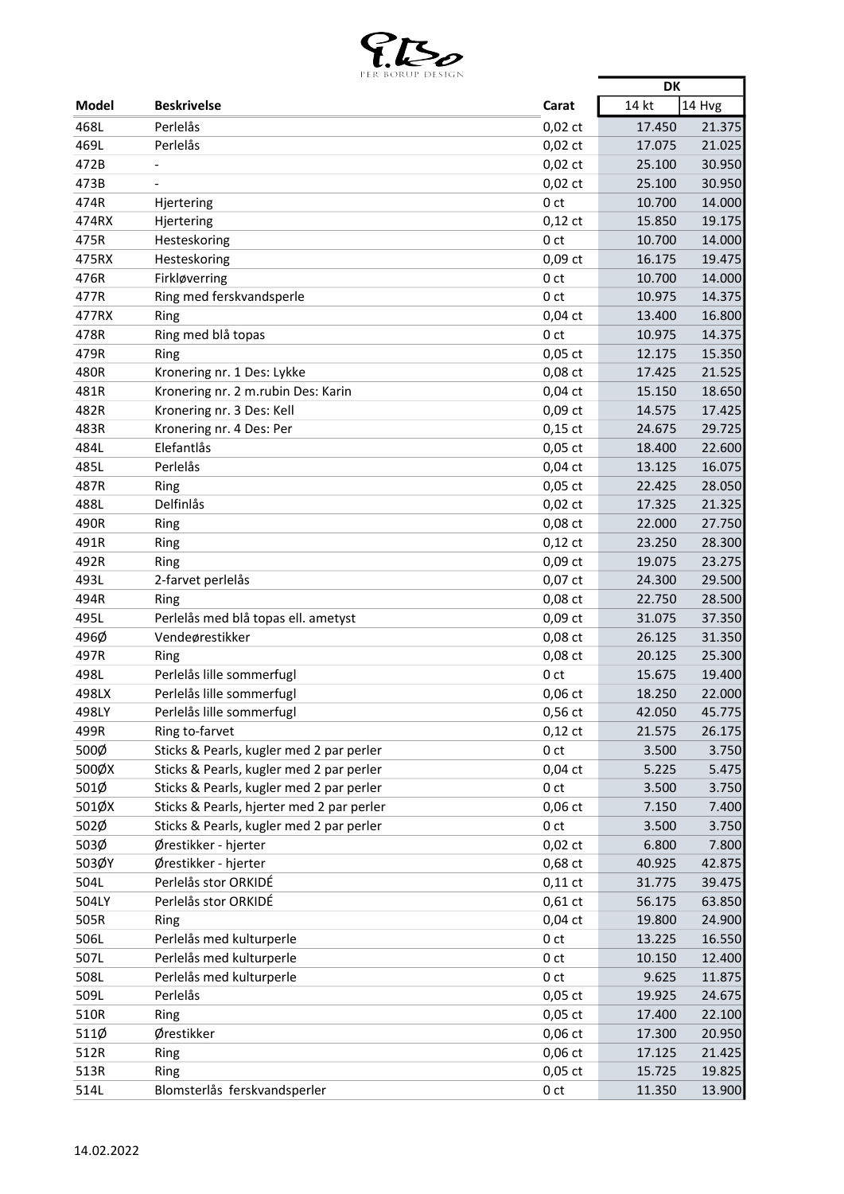PER BORUP DESIGN

| Model | Beskrivelse | Carat | DK 14 kt | DK 14 Hvg |
|---|---|---|---|---|
| 468L | Perlelås | 0,02 ct | 17.450 | 21.375 |
| 469L | Perlelås | 0,02 ct | 17.075 | 21.025 |
| 472B | - | 0,02 ct | 25.100 | 30.950 |
| 473B | - | 0,02 ct | 25.100 | 30.950 |
| 474R | Hjertering | 0 ct | 10.700 | 14.000 |
| 474RX | Hjertering | 0,12 ct | 15.850 | 19.175 |
| 475R | Hesteskoring | 0 ct | 10.700 | 14.000 |
| 475RX | Hesteskoring | 0,09 ct | 16.175 | 19.475 |
| 476R | Firkløverring | 0 ct | 10.700 | 14.000 |
| 477R | Ring med ferskvandsperle | 0 ct | 10.975 | 14.375 |
| 477RX | Ring | 0,04 ct | 13.400 | 16.800 |
| 478R | Ring med blå topas | 0 ct | 10.975 | 14.375 |
| 479R | Ring | 0,05 ct | 12.175 | 15.350 |
| 480R | Kronering nr. 1 Des: Lykke | 0,08 ct | 17.425 | 21.525 |
| 481R | Kronering nr. 2 m.rubin Des: Karin | 0,04 ct | 15.150 | 18.650 |
| 482R | Kronering nr. 3 Des: Kell | 0,09 ct | 14.575 | 17.425 |
| 483R | Kronering nr. 4 Des: Per | 0,15 ct | 24.675 | 29.725 |
| 484L | Elefantlås | 0,05 ct | 18.400 | 22.600 |
| 485L | Perlelås | 0,04 ct | 13.125 | 16.075 |
| 487R | Ring | 0,05 ct | 22.425 | 28.050 |
| 488L | Delfinlås | 0,02 ct | 17.325 | 21.325 |
| 490R | Ring | 0,08 ct | 22.000 | 27.750 |
| 491R | Ring | 0,12 ct | 23.250 | 28.300 |
| 492R | Ring | 0,09 ct | 19.075 | 23.275 |
| 493L | 2-farvet perlelås | 0,07 ct | 24.300 | 29.500 |
| 494R | Ring | 0,08 ct | 22.750 | 28.500 |
| 495L | Perlelås med blå topas ell. ametyst | 0,09 ct | 31.075 | 37.350 |
| 496Ø | Vendeørestikker | 0,08 ct | 26.125 | 31.350 |
| 497R | Ring | 0,08 ct | 20.125 | 25.300 |
| 498L | Perlelås lille sommerfugl | 0 ct | 15.675 | 19.400 |
| 498LX | Perlelås lille sommerfugl | 0,06 ct | 18.250 | 22.000 |
| 498LY | Perlelås lille sommerfugl | 0,56 ct | 42.050 | 45.775 |
| 499R | Ring to-farvet | 0,12 ct | 21.575 | 26.175 |
| 500Ø | Sticks & Pearls, kugler med 2 par perler | 0 ct | 3.500 | 3.750 |
| 500ØX | Sticks & Pearls, kugler med 2 par perler | 0,04 ct | 5.225 | 5.475 |
| 501Ø | Sticks & Pearls, kugler med 2 par perler | 0 ct | 3.500 | 3.750 |
| 501ØX | Sticks & Pearls, hjerter med 2 par perler | 0,06 ct | 7.150 | 7.400 |
| 502Ø | Sticks & Pearls, kugler med 2 par perler | 0 ct | 3.500 | 3.750 |
| 503Ø | Ørestikker - hjerter | 0,02 ct | 6.800 | 7.800 |
| 503ØY | Ørestikker - hjerter | 0,68 ct | 40.925 | 42.875 |
| 504L | Perlelås stor ORKIDÉ | 0,11 ct | 31.775 | 39.475 |
| 504LY | Perlelås stor ORKIDÉ | 0,61 ct | 56.175 | 63.850 |
| 505R | Ring | 0,04 ct | 19.800 | 24.900 |
| 506L | Perlelås med kulturperle | 0 ct | 13.225 | 16.550 |
| 507L | Perlelås med kulturperle | 0 ct | 10.150 | 12.400 |
| 508L | Perlelås med kulturperle | 0 ct | 9.625 | 11.875 |
| 509L | Perlelås | 0,05 ct | 19.925 | 24.675 |
| 510R | Ring | 0,05 ct | 17.400 | 22.100 |
| 511Ø | Ørestikker | 0,06 ct | 17.300 | 20.950 |
| 512R | Ring | 0,06 ct | 17.125 | 21.425 |
| 513R | Ring | 0,05 ct | 15.725 | 19.825 |
| 514L | Blomsterlås  ferskvandsperler | 0 ct | 11.350 | 13.900 |

14.02.2022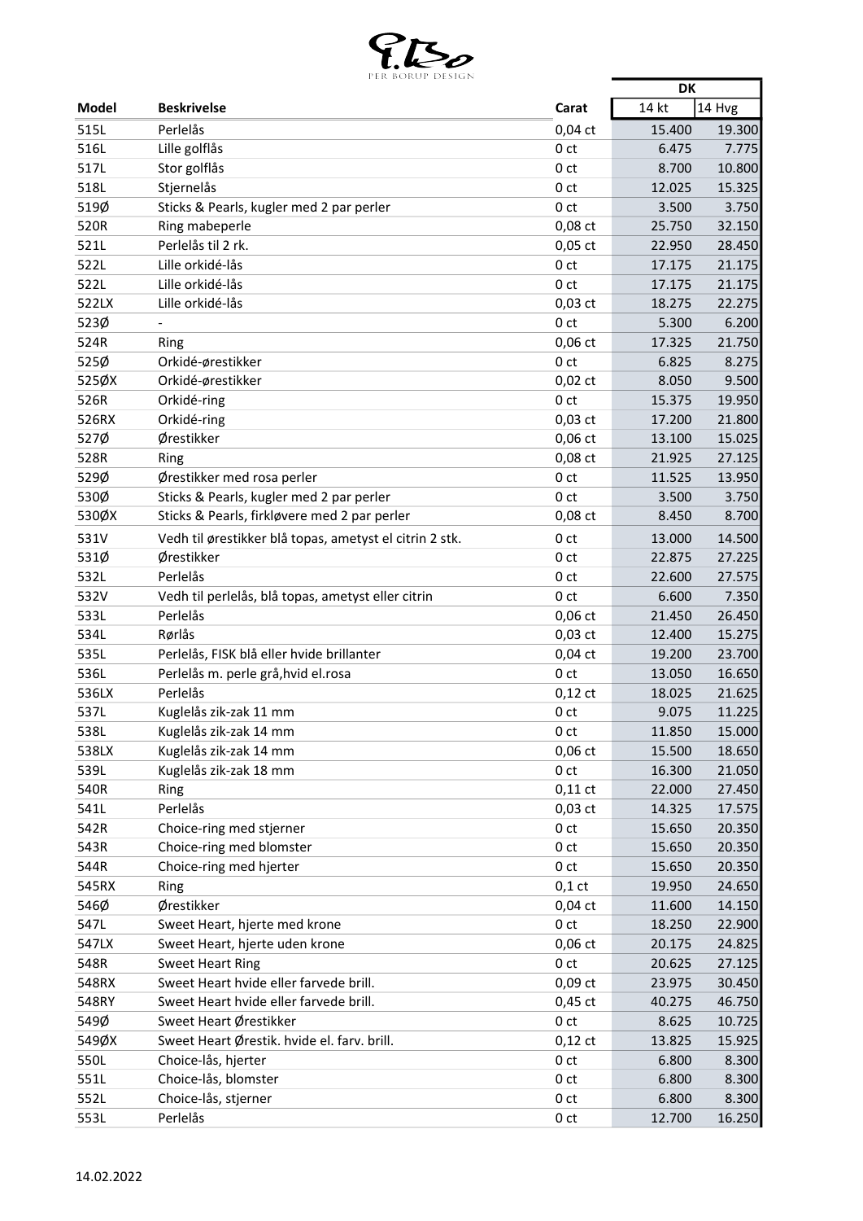PER BORUP DESIGN

| Model | Beskrivelse | Carat | DK 14 kt | DK 14 Hvg |
|---|---|---|---|---|
| 515L | Perlelås | 0,04 ct | 15.400 | 19.300 |
| 516L | Lille golflås | 0 ct | 6.475 | 7.775 |
| 517L | Stor golflås | 0 ct | 8.700 | 10.800 |
| 518L | Stjernelås | 0 ct | 12.025 | 15.325 |
| 519Ø | Sticks & Pearls, kugler med 2 par perler | 0 ct | 3.500 | 3.750 |
| 520R | Ring mabeperle | 0,08 ct | 25.750 | 32.150 |
| 521L | Perlelås til 2 rk. | 0,05 ct | 22.950 | 28.450 |
| 522L | Lille orkidé-lås | 0 ct | 17.175 | 21.175 |
| 522L | Lille orkidé-lås | 0 ct | 17.175 | 21.175 |
| 522LX | Lille orkidé-lås | 0,03 ct | 18.275 | 22.275 |
| 523Ø | - | 0 ct | 5.300 | 6.200 |
| 524R | Ring | 0,06 ct | 17.325 | 21.750 |
| 525Ø | Orkidé-ørestikker | 0 ct | 6.825 | 8.275 |
| 525ØX | Orkidé-ørestikker | 0,02 ct | 8.050 | 9.500 |
| 526R | Orkidé-ring | 0 ct | 15.375 | 19.950 |
| 526RX | Orkidé-ring | 0,03 ct | 17.200 | 21.800 |
| 527Ø | Ørestikker | 0,06 ct | 13.100 | 15.025 |
| 528R | Ring | 0,08 ct | 21.925 | 27.125 |
| 529Ø | Ørestikker med rosa perler | 0 ct | 11.525 | 13.950 |
| 530Ø | Sticks & Pearls, kugler med 2 par perler | 0 ct | 3.500 | 3.750 |
| 530ØX | Sticks & Pearls, firkløvere med 2 par perler | 0,08 ct | 8.450 | 8.700 |
| 531V | Vedh til ørestikker blå topas, ametyst el citrin 2 stk. | 0 ct | 13.000 | 14.500 |
| 531Ø | Ørestikker | 0 ct | 22.875 | 27.225 |
| 532L | Perlelås | 0 ct | 22.600 | 27.575 |
| 532V | Vedh til perlelås, blå topas, ametyst eller citrin | 0 ct | 6.600 | 7.350 |
| 533L | Perlelås | 0,06 ct | 21.450 | 26.450 |
| 534L | Rørlås | 0,03 ct | 12.400 | 15.275 |
| 535L | Perlelås, FISK blå eller hvide brillanter | 0,04 ct | 19.200 | 23.700 |
| 536L | Perlelås m. perle grå,hvid el.rosa | 0 ct | 13.050 | 16.650 |
| 536LX | Perlelås | 0,12 ct | 18.025 | 21.625 |
| 537L | Kuglelås zik-zak 11 mm | 0 ct | 9.075 | 11.225 |
| 538L | Kuglelås zik-zak 14 mm | 0 ct | 11.850 | 15.000 |
| 538LX | Kuglelås zik-zak 14 mm | 0,06 ct | 15.500 | 18.650 |
| 539L | Kuglelås zik-zak 18 mm | 0 ct | 16.300 | 21.050 |
| 540R | Ring | 0,11 ct | 22.000 | 27.450 |
| 541L | Perlelås | 0,03 ct | 14.325 | 17.575 |
| 542R | Choice-ring med stjerner | 0 ct | 15.650 | 20.350 |
| 543R | Choice-ring med blomster | 0 ct | 15.650 | 20.350 |
| 544R | Choice-ring med hjerter | 0 ct | 15.650 | 20.350 |
| 545RX | Ring | 0,1 ct | 19.950 | 24.650 |
| 546Ø | Ørestikker | 0,04 ct | 11.600 | 14.150 |
| 547L | Sweet Heart, hjerte med krone | 0 ct | 18.250 | 22.900 |
| 547LX | Sweet Heart, hjerte uden krone | 0,06 ct | 20.175 | 24.825 |
| 548R | Sweet Heart Ring | 0 ct | 20.625 | 27.125 |
| 548RX | Sweet Heart hvide eller farvede brill. | 0,09 ct | 23.975 | 30.450 |
| 548RY | Sweet Heart hvide eller farvede brill. | 0,45 ct | 40.275 | 46.750 |
| 549Ø | Sweet Heart Ørestikker | 0 ct | 8.625 | 10.725 |
| 549ØX | Sweet Heart Ørestik. hvide el. farv. brill. | 0,12 ct | 13.825 | 15.925 |
| 550L | Choice-lås, hjerter | 0 ct | 6.800 | 8.300 |
| 551L | Choice-lås, blomster | 0 ct | 6.800 | 8.300 |
| 552L | Choice-lås, stjerner | 0 ct | 6.800 | 8.300 |
| 553L | Perlelås | 0 ct | 12.700 | 16.250 |

14.02.2022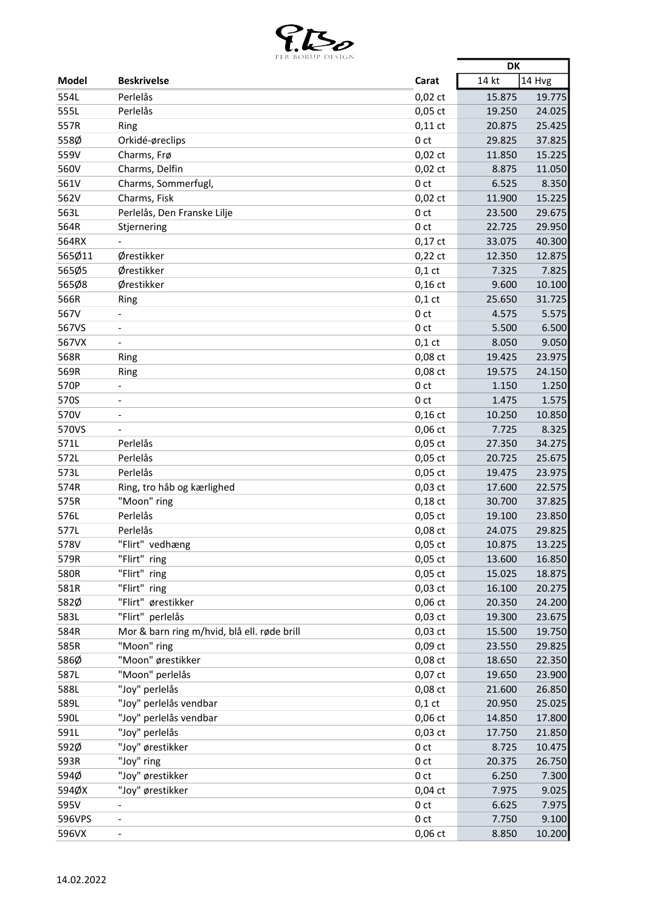| Model | Beskrivelse | Carat | DK | |
|---|---|---|---|---|
| | | | 14 kt | 14 Hvg |
| 554L | Perlelås | 0,02 ct | 15.875 | 19.775 |
| 555L | Perlelås | 0,05 ct | 19.250 | 24.025 |
| 557R | Ring | 0,11 ct | 20.875 | 25.425 |
| 558Ø | Orkidé-øreclips | 0 ct | 29.825 | 37.825 |
| 559V | Charms, Frø | 0,02 ct | 11.850 | 15.225 |
| 560V | Charms, Delfin | 0,02 ct | 8.875 | 11.050 |
| 561V | Charms, Sommerfugl, | 0 ct | 6.525 | 8.350 |
| 562V | Charms, Fisk | 0,02 ct | 11.900 | 15.225 |
| 563L | Perlelås, Den Franske Lilje | 0 ct | 23.500 | 29.675 |
| 564R | Stjernering | 0 ct | 22.725 | 29.950 |
| 564RX | - | 0,17 ct | 33.075 | 40.300 |
| 565Ø11 | Ørestikker | 0,22 ct | 12.350 | 12.875 |
| 565Ø5 | Ørestikker | 0,1 ct | 7.325 | 7.825 |
| 565Ø8 | Ørestikker | 0,16 ct | 9.600 | 10.100 |
| 566R | Ring | 0,1 ct | 25.650 | 31.725 |
| 567V | - | 0 ct | 4.575 | 5.575 |
| 567VS | - | 0 ct | 5.500 | 6.500 |
| 567VX | - | 0,1 ct | 8.050 | 9.050 |
| 568R | Ring | 0,08 ct | 19.425 | 23.975 |
| 569R | Ring | 0,08 ct | 19.575 | 24.150 |
| 570P | - | 0 ct | 1.150 | 1.250 |
| 570S | - | 0 ct | 1.475 | 1.575 |
| 570V | - | 0,16 ct | 10.250 | 10.850 |
| 570VS | - | 0,06 ct | 7.725 | 8.325 |
| 571L | Perlelås | 0,05 ct | 27.350 | 34.275 |
| 572L | Perlelås | 0,05 ct | 20.725 | 25.675 |
| 573L | Perlelås | 0,05 ct | 19.475 | 23.975 |
| 574R | Ring, tro håb og kærlighed | 0,03 ct | 17.600 | 22.575 |
| 575R | "Moon" ring | 0,18 ct | 30.700 | 37.825 |
| 576L | Perlelås | 0,05 ct | 19.100 | 23.850 |
| 577L | Perlelås | 0,08 ct | 24.075 | 29.825 |
| 578V | "Flirt" vedhæng | 0,05 ct | 10.875 | 13.225 |
| 579R | "Flirt" ring | 0,05 ct | 13.600 | 16.850 |
| 580R | "Flirt" ring | 0,05 ct | 15.025 | 18.875 |
| 581R | "Flirt" ring | 0,03 ct | 16.100 | 20.275 |
| 582Ø | "Flirt" ørestikker | 0,06 ct | 20.350 | 24.200 |
| 583L | "Flirt" perlelås | 0,03 ct | 19.300 | 23.675 |
| 584R | Mor & barn ring m/hvid, blå ell. røde brill | 0,03 ct | 15.500 | 19.750 |
| 585R | "Moon" ring | 0,09 ct | 23.550 | 29.825 |
| 586Ø | "Moon" ørestikker | 0,08 ct | 18.650 | 22.350 |
| 587L | "Moon" perlelås | 0,07 ct | 19.650 | 23.900 |
| 588L | "Joy" perlelås | 0,08 ct | 21.600 | 26.850 |
| 589L | "Joy" perlelås vendbar | 0,1 ct | 20.950 | 25.025 |
| 590L | "Joy" perlelås vendbar | 0,06 ct | 14.850 | 17.800 |
| 591L | "Joy" perlelås | 0,03 ct | 17.750 | 21.850 |
| 592Ø | "Joy" ørestikker | 0 ct | 8.725 | 10.475 |
| 593R | "Joy" ring | 0 ct | 20.375 | 26.750 |
| 594Ø | "Joy" ørestikker | 0 ct | 6.250 | 7.300 |
| 594ØX | "Joy" ørestikker | 0,04 ct | 7.975 | 9.025 |
| 595V | - | 0 ct | 6.625 | 7.975 |
| 596VPS | - | 0 ct | 7.750 | 9.100 |
| 596VX | - | 0,06 ct | 8.850 | 10.200 |

14.02.2022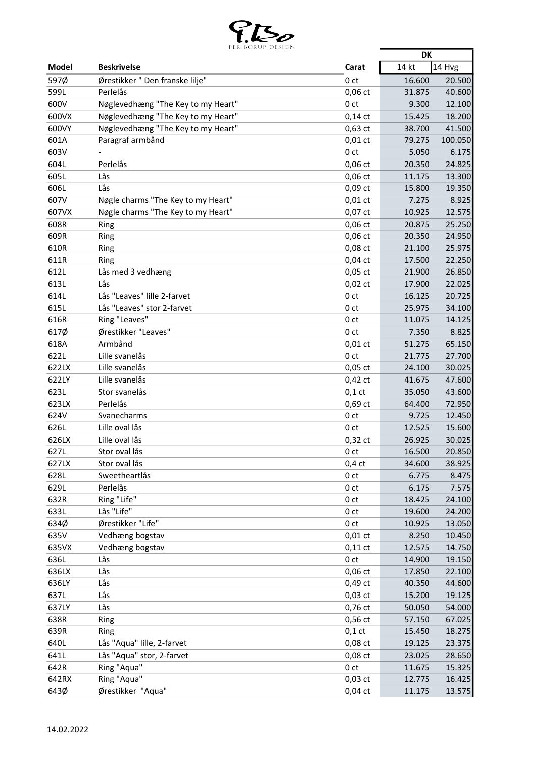| Model | Beskrivelse | Carat | DK | |
|---|---|---|---|---|
| | | | 14 kt | 14 Hvg |
| 597Ø | Ørestikker " Den franske lilje" | 0 ct | 16.600 | 20.500 |
| 599L | Perlelås | 0,06 ct | 31.875 | 40.600 |
| 600V | Nøglevedhæng "The Key to my Heart" | 0 ct | 9.300 | 12.100 |
| 600VX | Nøglevedhæng "The Key to my Heart" | 0,14 ct | 15.425 | 18.200 |
| 600VY | Nøglevedhæng "The Key to my Heart" | 0,63 ct | 38.700 | 41.500 |
| 601A | Paragraf armbånd | 0,01 ct | 79.275 | 100.050 |
| 603V | - | 0 ct | 5.050 | 6.175 |
| 604L | Perlelås | 0,06 ct | 20.350 | 24.825 |
| 605L | Lås | 0,06 ct | 11.175 | 13.300 |
| 606L | Lås | 0,09 ct | 15.800 | 19.350 |
| 607V | Nøgle charms "The Key to my Heart" | 0,01 ct | 7.275 | 8.925 |
| 607VX | Nøgle charms "The Key to my Heart" | 0,07 ct | 10.925 | 12.575 |
| 608R | Ring | 0,06 ct | 20.875 | 25.250 |
| 609R | Ring | 0,06 ct | 20.350 | 24.950 |
| 610R | Ring | 0,08 ct | 21.100 | 25.975 |
| 611R | Ring | 0,04 ct | 17.500 | 22.250 |
| 612L | Lås med 3 vedhæng | 0,05 ct | 21.900 | 26.850 |
| 613L | Lås | 0,02 ct | 17.900 | 22.025 |
| 614L | Lås "Leaves" lille 2-farvet | 0 ct | 16.125 | 20.725 |
| 615L | Lås "Leaves" stor 2-farvet | 0 ct | 25.975 | 34.100 |
| 616R | Ring "Leaves" | 0 ct | 11.075 | 14.125 |
| 617Ø | Ørestikker "Leaves" | 0 ct | 7.350 | 8.825 |
| 618A | Armbånd | 0,01 ct | 51.275 | 65.150 |
| 622L | Lille svanelås | 0 ct | 21.775 | 27.700 |
| 622LX | Lille svanelås | 0,05 ct | 24.100 | 30.025 |
| 622LY | Lille svanelås | 0,42 ct | 41.675 | 47.600 |
| 623L | Stor svanelås | 0,1 ct | 35.050 | 43.600 |
| 623LX | Perlelås | 0,69 ct | 64.400 | 72.950 |
| 624V | Svanecharms | 0 ct | 9.725 | 12.450 |
| 626L | Lille oval lås | 0 ct | 12.525 | 15.600 |
| 626LX | Lille oval lås | 0,32 ct | 26.925 | 30.025 |
| 627L | Stor oval lås | 0 ct | 16.500 | 20.850 |
| 627LX | Stor oval lås | 0,4 ct | 34.600 | 38.925 |
| 628L | Sweetheartlås | 0 ct | 6.775 | 8.475 |
| 629L | Perlelås | 0 ct | 6.175 | 7.575 |
| 632R | Ring "Life" | 0 ct | 18.425 | 24.100 |
| 633L | Lås "Life" | 0 ct | 19.600 | 24.200 |
| 634Ø | Ørestikker "Life" | 0 ct | 10.925 | 13.050 |
| 635V | Vedhæng bogstav | 0,01 ct | 8.250 | 10.450 |
| 635VX | Vedhæng bogstav | 0,11 ct | 12.575 | 14.750 |
| 636L | Lås | 0 ct | 14.900 | 19.150 |
| 636LX | Lås | 0,06 ct | 17.850 | 22.100 |
| 636LY | Lås | 0,49 ct | 40.350 | 44.600 |
| 637L | Lås | 0,03 ct | 15.200 | 19.125 |
| 637LY | Lås | 0,76 ct | 50.050 | 54.000 |
| 638R | Ring | 0,56 ct | 57.150 | 67.025 |
| 639R | Ring | 0,1 ct | 15.450 | 18.275 |
| 640L | Lås "Aqua" lille, 2-farvet | 0,08 ct | 19.125 | 23.375 |
| 641L | Lås "Aqua" stor, 2-farvet | 0,08 ct | 23.025 | 28.650 |
| 642R | Ring "Aqua" | 0 ct | 11.675 | 15.325 |
| 642RX | Ring "Aqua" | 0,03 ct | 12.775 | 16.425 |
| 643Ø | Ørestikker "Aqua" | 0,04 ct | 11.175 | 13.575 |

14.02.2022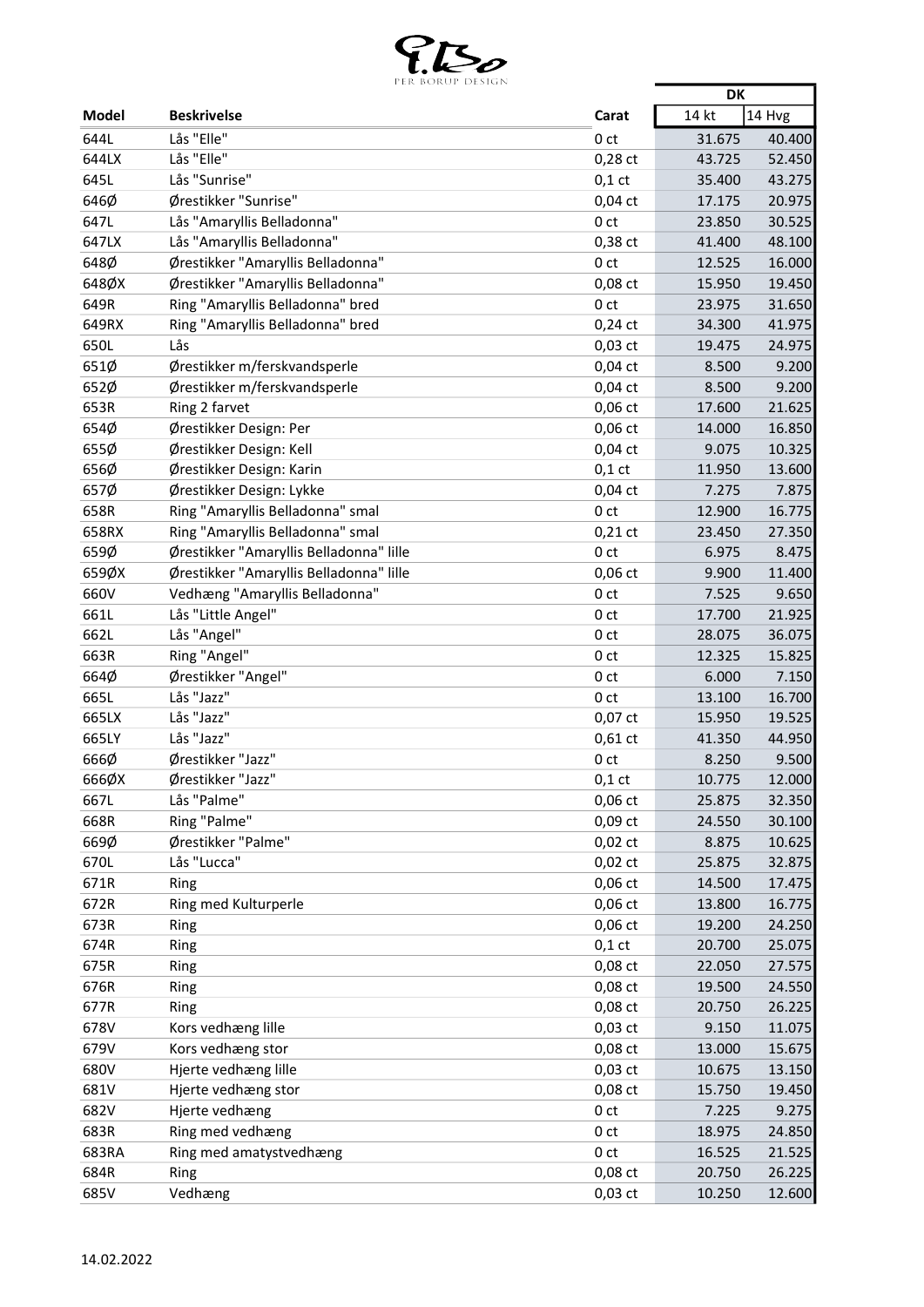PER BORUP DESIGN

| Model | Beskrivelse | Carat | DK | |
|---|---|---|---|---|
| | | | 14 kt | 14 Hvg |
| 644L | Lås "Elle" | 0 ct | 31.675 | 40.400 |
| 644LX | Lås "Elle" | 0,28 ct | 43.725 | 52.450 |
| 645L | Lås "Sunrise" | 0,1 ct | 35.400 | 43.275 |
| 646Ø | Ørestikker "Sunrise" | 0,04 ct | 17.175 | 20.975 |
| 647L | Lås "Amaryllis Belladonna" | 0 ct | 23.850 | 30.525 |
| 647LX | Lås "Amaryllis Belladonna" | 0,38 ct | 41.400 | 48.100 |
| 648Ø | Ørestikker "Amaryllis Belladonna" | 0 ct | 12.525 | 16.000 |
| 648ØX | Ørestikker "Amaryllis Belladonna" | 0,08 ct | 15.950 | 19.450 |
| 649R | Ring "Amaryllis Belladonna" bred | 0 ct | 23.975 | 31.650 |
| 649RX | Ring "Amaryllis Belladonna" bred | 0,24 ct | 34.300 | 41.975 |
| 650L | Lås | 0,03 ct | 19.475 | 24.975 |
| 651Ø | Ørestikker m/ferskvandsperle | 0,04 ct | 8.500 | 9.200 |
| 652Ø | Ørestikker m/ferskvandsperle | 0,04 ct | 8.500 | 9.200 |
| 653R | Ring 2 farvet | 0,06 ct | 17.600 | 21.625 |
| 654Ø | Ørestikker Design: Per | 0,06 ct | 14.000 | 16.850 |
| 655Ø | Ørestikker Design: Kell | 0,04 ct | 9.075 | 10.325 |
| 656Ø | Ørestikker Design: Karin | 0,1 ct | 11.950 | 13.600 |
| 657Ø | Ørestikker Design: Lykke | 0,04 ct | 7.275 | 7.875 |
| 658R | Ring "Amaryllis Belladonna" smal | 0 ct | 12.900 | 16.775 |
| 658RX | Ring "Amaryllis Belladonna" smal | 0,21 ct | 23.450 | 27.350 |
| 659Ø | Ørestikker "Amaryllis Belladonna" lille | 0 ct | 6.975 | 8.475 |
| 659ØX | Ørestikker "Amaryllis Belladonna" lille | 0,06 ct | 9.900 | 11.400 |
| 660V | Vedhæng "Amaryllis Belladonna" | 0 ct | 7.525 | 9.650 |
| 661L | Lås "Little Angel" | 0 ct | 17.700 | 21.925 |
| 662L | Lås "Angel" | 0 ct | 28.075 | 36.075 |
| 663R | Ring "Angel" | 0 ct | 12.325 | 15.825 |
| 664Ø | Ørestikker "Angel" | 0 ct | 6.000 | 7.150 |
| 665L | Lås "Jazz" | 0 ct | 13.100 | 16.700 |
| 665LX | Lås "Jazz" | 0,07 ct | 15.950 | 19.525 |
| 665LY | Lås "Jazz" | 0,61 ct | 41.350 | 44.950 |
| 666Ø | Ørestikker "Jazz" | 0 ct | 8.250 | 9.500 |
| 666ØX | Ørestikker "Jazz" | 0,1 ct | 10.775 | 12.000 |
| 667L | Lås "Palme" | 0,06 ct | 25.875 | 32.350 |
| 668R | Ring "Palme" | 0,09 ct | 24.550 | 30.100 |
| 669Ø | Ørestikker "Palme" | 0,02 ct | 8.875 | 10.625 |
| 670L | Lås "Lucca" | 0,02 ct | 25.875 | 32.875 |
| 671R | Ring | 0,06 ct | 14.500 | 17.475 |
| 672R | Ring med Kulturperle | 0,06 ct | 13.800 | 16.775 |
| 673R | Ring | 0,06 ct | 19.200 | 24.250 |
| 674R | Ring | 0,1 ct | 20.700 | 25.075 |
| 675R | Ring | 0,08 ct | 22.050 | 27.575 |
| 676R | Ring | 0,08 ct | 19.500 | 24.550 |
| 677R | Ring | 0,08 ct | 20.750 | 26.225 |
| 678V | Kors vedhæng lille | 0,03 ct | 9.150 | 11.075 |
| 679V | Kors vedhæng stor | 0,08 ct | 13.000 | 15.675 |
| 680V | Hjerte vedhæng lille | 0,03 ct | 10.675 | 13.150 |
| 681V | Hjerte vedhæng stor | 0,08 ct | 15.750 | 19.450 |
| 682V | Hjerte vedhæng | 0 ct | 7.225 | 9.275 |
| 683R | Ring med vedhæng | 0 ct | 18.975 | 24.850 |
| 683RA | Ring med amatystvedhæng | 0 ct | 16.525 | 21.525 |
| 684R | Ring | 0,08 ct | 20.750 | 26.225 |
| 685V | Vedhæng | 0,03 ct | 10.250 | 12.600 |

14.02.2022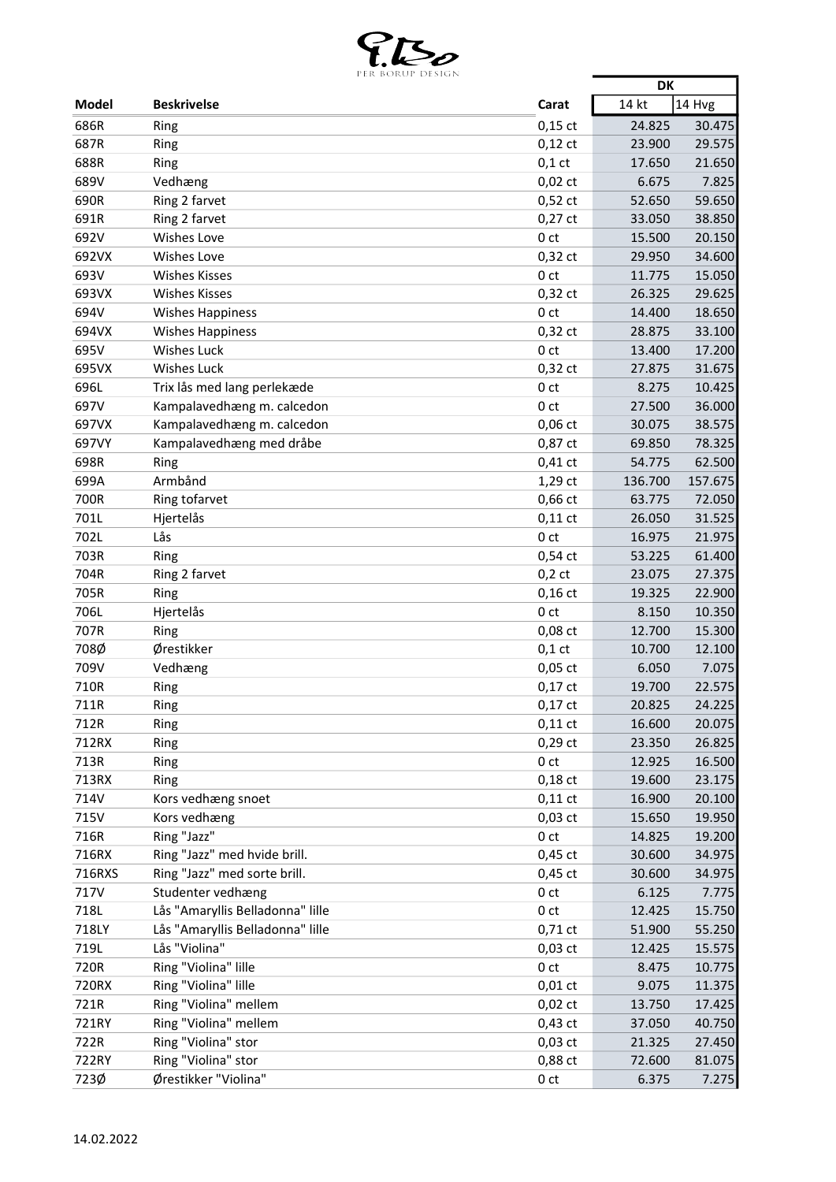| Model | Beskrivelse | Carat | DK | |
|---|---|---|---|---|
| | | | 14 kt | 14 Hvg |
| 686R | Ring | 0,15 ct | 24.825 | 30.475 |
| 687R | Ring | 0,12 ct | 23.900 | 29.575 |
| 688R | Ring | 0,1 ct | 17.650 | 21.650 |
| 689V | Vedhæng | 0,02 ct | 6.675 | 7.825 |
| 690R | Ring 2 farvet | 0,52 ct | 52.650 | 59.650 |
| 691R | Ring 2 farvet | 0,27 ct | 33.050 | 38.850 |
| 692V | Wishes Love | 0 ct | 15.500 | 20.150 |
| 692VX | Wishes Love | 0,32 ct | 29.950 | 34.600 |
| 693V | Wishes Kisses | 0 ct | 11.775 | 15.050 |
| 693VX | Wishes Kisses | 0,32 ct | 26.325 | 29.625 |
| 694V | Wishes Happiness | 0 ct | 14.400 | 18.650 |
| 694VX | Wishes Happiness | 0,32 ct | 28.875 | 33.100 |
| 695V | Wishes Luck | 0 ct | 13.400 | 17.200 |
| 695VX | Wishes Luck | 0,32 ct | 27.875 | 31.675 |
| 696L | Trix lås med lang perlekæde | 0 ct | 8.275 | 10.425 |
| 697V | Kampalavedhæng m. calcedon | 0 ct | 27.500 | 36.000 |
| 697VX | Kampalavedhæng m. calcedon | 0,06 ct | 30.075 | 38.575 |
| 697VY | Kampalavedhæng med dråbe | 0,87 ct | 69.850 | 78.325 |
| 698R | Ring | 0,41 ct | 54.775 | 62.500 |
| 699A | Armbånd | 1,29 ct | 136.700 | 157.675 |
| 700R | Ring tofarvet | 0,66 ct | 63.775 | 72.050 |
| 701L | Hjertelås | 0,11 ct | 26.050 | 31.525 |
| 702L | Lås | 0 ct | 16.975 | 21.975 |
| 703R | Ring | 0,54 ct | 53.225 | 61.400 |
| 704R | Ring 2 farvet | 0,2 ct | 23.075 | 27.375 |
| 705R | Ring | 0,16 ct | 19.325 | 22.900 |
| 706L | Hjertelås | 0 ct | 8.150 | 10.350 |
| 707R | Ring | 0,08 ct | 12.700 | 15.300 |
| 708Ø | Ørestikker | 0,1 ct | 10.700 | 12.100 |
| 709V | Vedhæng | 0,05 ct | 6.050 | 7.075 |
| 710R | Ring | 0,17 ct | 19.700 | 22.575 |
| 711R | Ring | 0,17 ct | 20.825 | 24.225 |
| 712R | Ring | 0,11 ct | 16.600 | 20.075 |
| 712RX | Ring | 0,29 ct | 23.350 | 26.825 |
| 713R | Ring | 0 ct | 12.925 | 16.500 |
| 713RX | Ring | 0,18 ct | 19.600 | 23.175 |
| 714V | Kors vedhæng snoet | 0,11 ct | 16.900 | 20.100 |
| 715V | Kors vedhæng | 0,03 ct | 15.650 | 19.950 |
| 716R | Ring "Jazz" | 0 ct | 14.825 | 19.200 |
| 716RX | Ring "Jazz" med hvide brill. | 0,45 ct | 30.600 | 34.975 |
| 716RXS | Ring "Jazz" med sorte brill. | 0,45 ct | 30.600 | 34.975 |
| 717V | Studenter vedhæng | 0 ct | 6.125 | 7.775 |
| 718L | Lås "Amaryllis Belladonna" lille | 0 ct | 12.425 | 15.750 |
| 718LY | Lås "Amaryllis Belladonna" lille | 0,71 ct | 51.900 | 55.250 |
| 719L | Lås "Violina" | 0,03 ct | 12.425 | 15.575 |
| 720R | Ring "Violina" lille | 0 ct | 8.475 | 10.775 |
| 720RX | Ring "Violina" lille | 0,01 ct | 9.075 | 11.375 |
| 721R | Ring "Violina" mellem | 0,02 ct | 13.750 | 17.425 |
| 721RY | Ring "Violina" mellem | 0,43 ct | 37.050 | 40.750 |
| 722R | Ring "Violina" stor | 0,03 ct | 21.325 | 27.450 |
| 722RY | Ring "Violina" stor | 0,88 ct | 72.600 | 81.075 |
| 723Ø | Ørestikker "Violina" | 0 ct | 6.375 | 7.275 |

14.02.2022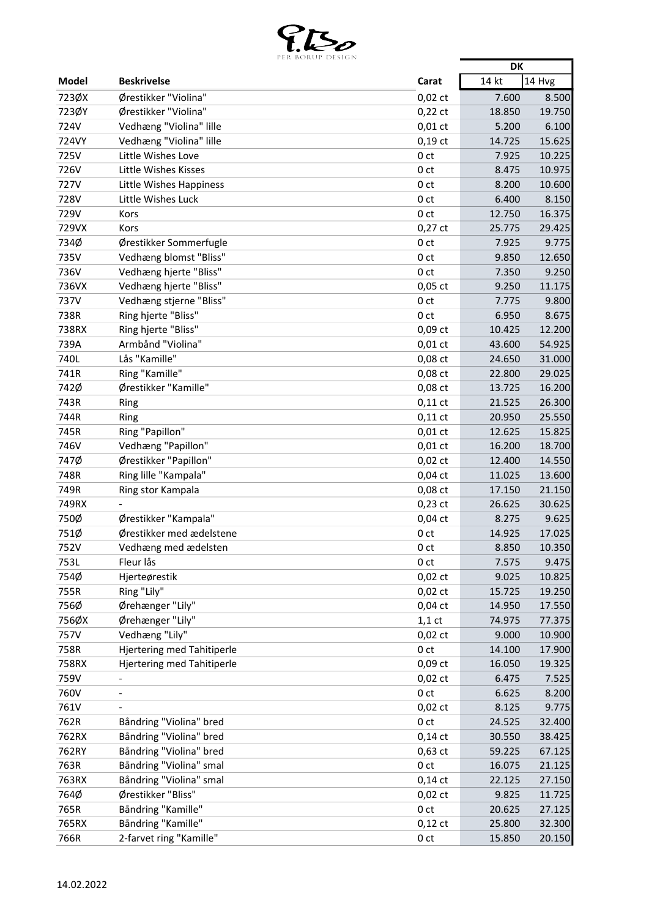PER BORUP DESIGN

| Model | Beskrivelse | Carat | DK | |
|---|---|---|---|---|
| | | | 14 kt | 14 Hvg |
| 723ØX | Ørestikker "Violina" | 0,02 ct | 7.600 | 8.500 |
| 723ØY | Ørestikker "Violina" | 0,22 ct | 18.850 | 19.750 |
| 724V | Vedhæng "Violina" lille | 0,01 ct | 5.200 | 6.100 |
| 724VY | Vedhæng "Violina" lille | 0,19 ct | 14.725 | 15.625 |
| 725V | Little Wishes Love | 0 ct | 7.925 | 10.225 |
| 726V | Little Wishes Kisses | 0 ct | 8.475 | 10.975 |
| 727V | Little Wishes Happiness | 0 ct | 8.200 | 10.600 |
| 728V | Little Wishes Luck | 0 ct | 6.400 | 8.150 |
| 729V | Kors | 0 ct | 12.750 | 16.375 |
| 729VX | Kors | 0,27 ct | 25.775 | 29.425 |
| 734Ø | Ørestikker Sommerfugle | 0 ct | 7.925 | 9.775 |
| 735V | Vedhæng blomst "Bliss" | 0 ct | 9.850 | 12.650 |
| 736V | Vedhæng hjerte "Bliss" | 0 ct | 7.350 | 9.250 |
| 736VX | Vedhæng hjerte "Bliss" | 0,05 ct | 9.250 | 11.175 |
| 737V | Vedhæng stjerne "Bliss" | 0 ct | 7.775 | 9.800 |
| 738R | Ring hjerte "Bliss" | 0 ct | 6.950 | 8.675 |
| 738RX | Ring hjerte "Bliss" | 0,09 ct | 10.425 | 12.200 |
| 739A | Armbånd "Violina" | 0,01 ct | 43.600 | 54.925 |
| 740L | Lås "Kamille" | 0,08 ct | 24.650 | 31.000 |
| 741R | Ring "Kamille" | 0,08 ct | 22.800 | 29.025 |
| 742Ø | Ørestikker "Kamille" | 0,08 ct | 13.725 | 16.200 |
| 743R | Ring | 0,11 ct | 21.525 | 26.300 |
| 744R | Ring | 0,11 ct | 20.950 | 25.550 |
| 745R | Ring "Papillon" | 0,01 ct | 12.625 | 15.825 |
| 746V | Vedhæng "Papillon" | 0,01 ct | 16.200 | 18.700 |
| 747Ø | Ørestikker "Papillon" | 0,02 ct | 12.400 | 14.550 |
| 748R | Ring lille "Kampala" | 0,04 ct | 11.025 | 13.600 |
| 749R | Ring stor Kampala | 0,08 ct | 17.150 | 21.150 |
| 749RX | - | 0,23 ct | 26.625 | 30.625 |
| 750Ø | Ørestikker "Kampala" | 0,04 ct | 8.275 | 9.625 |
| 751Ø | Ørestikker med ædelstene | 0 ct | 14.925 | 17.025 |
| 752V | Vedhæng med ædelsten | 0 ct | 8.850 | 10.350 |
| 753L | Fleur lås | 0 ct | 7.575 | 9.475 |
| 754Ø | Hjerteørestik | 0,02 ct | 9.025 | 10.825 |
| 755R | Ring "Lily" | 0,02 ct | 15.725 | 19.250 |
| 756Ø | Ørehænger "Lily" | 0,04 ct | 14.950 | 17.550 |
| 756ØX | Ørehænger "Lily" | 1,1 ct | 74.975 | 77.375 |
| 757V | Vedhæng "Lily" | 0,02 ct | 9.000 | 10.900 |
| 758R | Hjertering med Tahitiperle | 0 ct | 14.100 | 17.900 |
| 758RX | Hjertering med Tahitiperle | 0,09 ct | 16.050 | 19.325 |
| 759V | - | 0,02 ct | 6.475 | 7.525 |
| 760V | - | 0 ct | 6.625 | 8.200 |
| 761V | - | 0,02 ct | 8.125 | 9.775 |
| 762R | Båndring "Violina" bred | 0 ct | 24.525 | 32.400 |
| 762RX | Båndring "Violina" bred | 0,14 ct | 30.550 | 38.425 |
| 762RY | Båndring "Violina" bred | 0,63 ct | 59.225 | 67.125 |
| 763R | Båndring "Violina" smal | 0 ct | 16.075 | 21.125 |
| 763RX | Båndring "Violina" smal | 0,14 ct | 22.125 | 27.150 |
| 764Ø | Ørestikker "Bliss" | 0,02 ct | 9.825 | 11.725 |
| 765R | Båndring "Kamille" | 0 ct | 20.625 | 27.125 |
| 765RX | Båndring "Kamille" | 0,12 ct | 25.800 | 32.300 |
| 766R | 2-farvet ring "Kamille" | 0 ct | 15.850 | 20.150 |

14.02.2022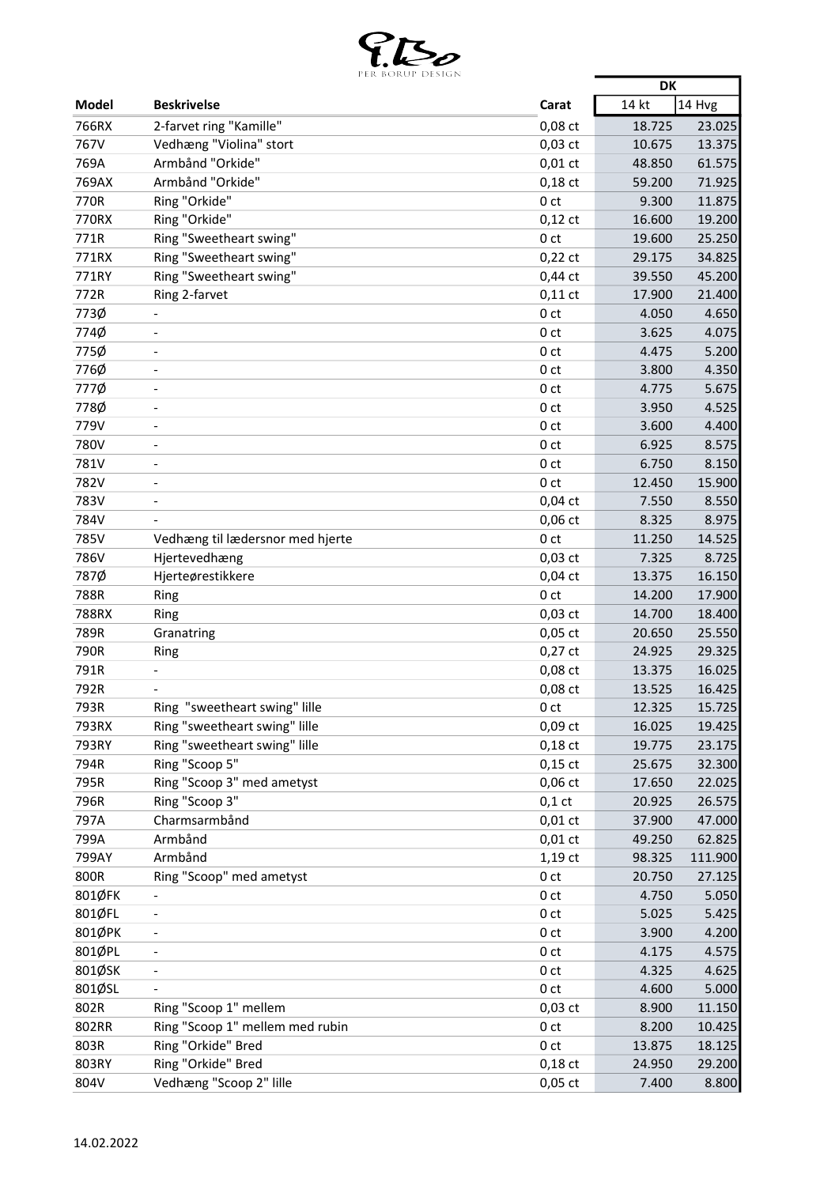| Model | Beskrivelse | Carat | DK | |
|---|---|---|---|---|
| | | | 14 kt | 14 Hvg |
| 766RX | 2-farvet ring "Kamille" | 0,08 ct | 18.725 | 23.025 |
| 767V | Vedhæng "Violina" stort | 0,03 ct | 10.675 | 13.375 |
| 769A | Armbånd "Orkide" | 0,01 ct | 48.850 | 61.575 |
| 769AX | Armbånd "Orkide" | 0,18 ct | 59.200 | 71.925 |
| 770R | Ring "Orkide" | 0 ct | 9.300 | 11.875 |
| 770RX | Ring "Orkide" | 0,12 ct | 16.600 | 19.200 |
| 771R | Ring "Sweetheart swing" | 0 ct | 19.600 | 25.250 |
| 771RX | Ring "Sweetheart swing" | 0,22 ct | 29.175 | 34.825 |
| 771RY | Ring "Sweetheart swing" | 0,44 ct | 39.550 | 45.200 |
| 772R | Ring 2-farvet | 0,11 ct | 17.900 | 21.400 |
| 773Ø | - | 0 ct | 4.050 | 4.650 |
| 774Ø | - | 0 ct | 3.625 | 4.075 |
| 775Ø | - | 0 ct | 4.475 | 5.200 |
| 776Ø | - | 0 ct | 3.800 | 4.350 |
| 777Ø | - | 0 ct | 4.775 | 5.675 |
| 778Ø | - | 0 ct | 3.950 | 4.525 |
| 779V | - | 0 ct | 3.600 | 4.400 |
| 780V | - | 0 ct | 6.925 | 8.575 |
| 781V | - | 0 ct | 6.750 | 8.150 |
| 782V | - | 0 ct | 12.450 | 15.900 |
| 783V | - | 0,04 ct | 7.550 | 8.550 |
| 784V | - | 0,06 ct | 8.325 | 8.975 |
| 785V | Vedhæng til lædersnor med hjerte | 0 ct | 11.250 | 14.525 |
| 786V | Hjertevedhæng | 0,03 ct | 7.325 | 8.725 |
| 787Ø | Hjerteørestikkere | 0,04 ct | 13.375 | 16.150 |
| 788R | Ring | 0 ct | 14.200 | 17.900 |
| 788RX | Ring | 0,03 ct | 14.700 | 18.400 |
| 789R | Granatring | 0,05 ct | 20.650 | 25.550 |
| 790R | Ring | 0,27 ct | 24.925 | 29.325 |
| 791R | - | 0,08 ct | 13.375 | 16.025 |
| 792R | - | 0,08 ct | 13.525 | 16.425 |
| 793R | Ring "sweetheart swing" lille | 0 ct | 12.325 | 15.725 |
| 793RX | Ring "sweetheart swing" lille | 0,09 ct | 16.025 | 19.425 |
| 793RY | Ring "sweetheart swing" lille | 0,18 ct | 19.775 | 23.175 |
| 794R | Ring "Scoop 5" | 0,15 ct | 25.675 | 32.300 |
| 795R | Ring "Scoop 3" med ametyst | 0,06 ct | 17.650 | 22.025 |
| 796R | Ring "Scoop 3" | 0,1 ct | 20.925 | 26.575 |
| 797A | Charmsarmbånd | 0,01 ct | 37.900 | 47.000 |
| 799A | Armbånd | 0,01 ct | 49.250 | 62.825 |
| 799AY | Armbånd | 1,19 ct | 98.325 | 111.900 |
| 800R | Ring "Scoop" med ametyst | 0 ct | 20.750 | 27.125 |
| 801ØFK | - | 0 ct | 4.750 | 5.050 |
| 801ØFL | - | 0 ct | 5.025 | 5.425 |
| 801ØPK | - | 0 ct | 3.900 | 4.200 |
| 801ØPL | - | 0 ct | 4.175 | 4.575 |
| 801ØSK | - | 0 ct | 4.325 | 4.625 |
| 801ØSL | - | 0 ct | 4.600 | 5.000 |
| 802R | Ring "Scoop 1" mellem | 0,03 ct | 8.900 | 11.150 |
| 802RR | Ring "Scoop 1" mellem med rubin | 0 ct | 8.200 | 10.425 |
| 803R | Ring "Orkide" Bred | 0 ct | 13.875 | 18.125 |
| 803RY | Ring "Orkide" Bred | 0,18 ct | 24.950 | 29.200 |
| 804V | Vedhæng "Scoop 2" lille | 0,05 ct | 7.400 | 8.800 |

14.02.2022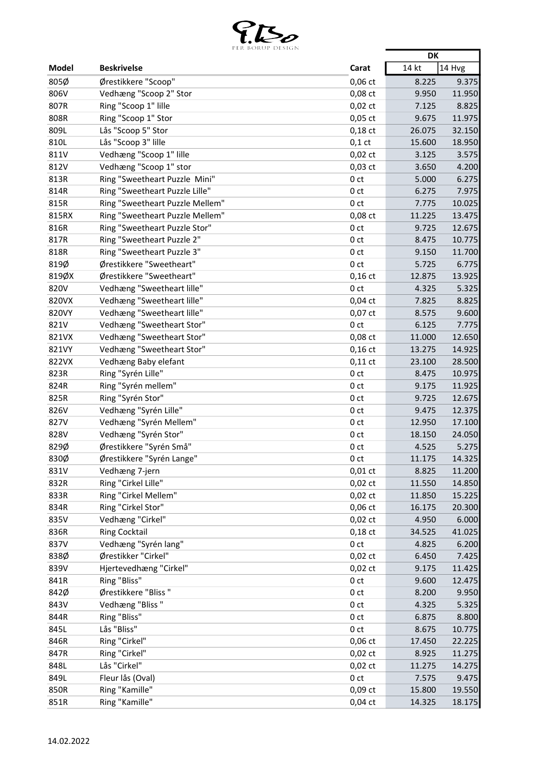PER BORUP DESIGN

| Model | Beskrivelse | Carat | DK 14 kt | DK 14 Hvg |
|---|---|---|---|---|
| 805Ø | Ørestikkere "Scoop" | 0,06 ct | 8.225 | 9.375 |
| 806V | Vedhæng "Scoop 2" Stor | 0,08 ct | 9.950 | 11.950 |
| 807R | Ring "Scoop 1" lille | 0,02 ct | 7.125 | 8.825 |
| 808R | Ring "Scoop 1" Stor | 0,05 ct | 9.675 | 11.975 |
| 809L | Lås "Scoop 5" Stor | 0,18 ct | 26.075 | 32.150 |
| 810L | Lås "Scoop 3" lille | 0,1 ct | 15.600 | 18.950 |
| 811V | Vedhæng "Scoop 1" lille | 0,02 ct | 3.125 | 3.575 |
| 812V | Vedhæng "Scoop 1" stor | 0,03 ct | 3.650 | 4.200 |
| 813R | Ring "Sweetheart Puzzle  Mini" | 0 ct | 5.000 | 6.275 |
| 814R | Ring "Sweetheart Puzzle Lille" | 0 ct | 6.275 | 7.975 |
| 815R | Ring "Sweetheart Puzzle Mellem" | 0 ct | 7.775 | 10.025 |
| 815RX | Ring "Sweetheart Puzzle Mellem" | 0,08 ct | 11.225 | 13.475 |
| 816R | Ring "Sweetheart Puzzle Stor" | 0 ct | 9.725 | 12.675 |
| 817R | Ring "Sweetheart Puzzle 2" | 0 ct | 8.475 | 10.775 |
| 818R | Ring "Sweetheart Puzzle 3" | 0 ct | 9.150 | 11.700 |
| 819Ø | Ørestikkere "Sweetheart" | 0 ct | 5.725 | 6.775 |
| 819ØX | Ørestikkere "Sweetheart" | 0,16 ct | 12.875 | 13.925 |
| 820V | Vedhæng "Sweetheart lille" | 0 ct | 4.325 | 5.325 |
| 820VX | Vedhæng "Sweetheart lille" | 0,04 ct | 7.825 | 8.825 |
| 820VY | Vedhæng "Sweetheart lille" | 0,07 ct | 8.575 | 9.600 |
| 821V | Vedhæng "Sweetheart Stor" | 0 ct | 6.125 | 7.775 |
| 821VX | Vedhæng "Sweetheart Stor" | 0,08 ct | 11.000 | 12.650 |
| 821VY | Vedhæng "Sweetheart Stor" | 0,16 ct | 13.275 | 14.925 |
| 822VX | Vedhæng Baby elefant | 0,11 ct | 23.100 | 28.500 |
| 823R | Ring "Syrén Lille" | 0 ct | 8.475 | 10.975 |
| 824R | Ring "Syrén mellem" | 0 ct | 9.175 | 11.925 |
| 825R | Ring "Syrén Stor" | 0 ct | 9.725 | 12.675 |
| 826V | Vedhæng "Syrén Lille" | 0 ct | 9.475 | 12.375 |
| 827V | Vedhæng "Syrén Mellem" | 0 ct | 12.950 | 17.100 |
| 828V | Vedhæng "Syrén Stor" | 0 ct | 18.150 | 24.050 |
| 829Ø | Ørestikkere "Syrén Små" | 0 ct | 4.525 | 5.275 |
| 830Ø | Ørestikkere "Syrén Lange" | 0 ct | 11.175 | 14.325 |
| 831V | Vedhæng 7-jern | 0,01 ct | 8.825 | 11.200 |
| 832R | Ring "Cirkel Lille" | 0,02 ct | 11.550 | 14.850 |
| 833R | Ring "Cirkel Mellem" | 0,02 ct | 11.850 | 15.225 |
| 834R | Ring "Cirkel Stor" | 0,06 ct | 16.175 | 20.300 |
| 835V | Vedhæng "Cirkel" | 0,02 ct | 4.950 | 6.000 |
| 836R | Ring Cocktail | 0,18 ct | 34.525 | 41.025 |
| 837V | Vedhæng "Syrén lang" | 0 ct | 4.825 | 6.200 |
| 838Ø | Ørestikker "Cirkel" | 0,02 ct | 6.450 | 7.425 |
| 839V | Hjertevedhæng "Cirkel" | 0,02 ct | 9.175 | 11.425 |
| 841R | Ring "Bliss" | 0 ct | 9.600 | 12.475 |
| 842Ø | Ørestikkere "Bliss " | 0 ct | 8.200 | 9.950 |
| 843V | Vedhæng "Bliss " | 0 ct | 4.325 | 5.325 |
| 844R | Ring "Bliss" | 0 ct | 6.875 | 8.800 |
| 845L | Lås "Bliss" | 0 ct | 8.675 | 10.775 |
| 846R | Ring "Cirkel" | 0,06 ct | 17.450 | 22.225 |
| 847R | Ring "Cirkel" | 0,02 ct | 8.925 | 11.275 |
| 848L | Lås "Cirkel" | 0,02 ct | 11.275 | 14.275 |
| 849L | Fleur lås (Oval) | 0 ct | 7.575 | 9.475 |
| 850R | Ring "Kamille" | 0,09 ct | 15.800 | 19.550 |
| 851R | Ring "Kamille" | 0,04 ct | 14.325 | 18.175 |

14.02.2022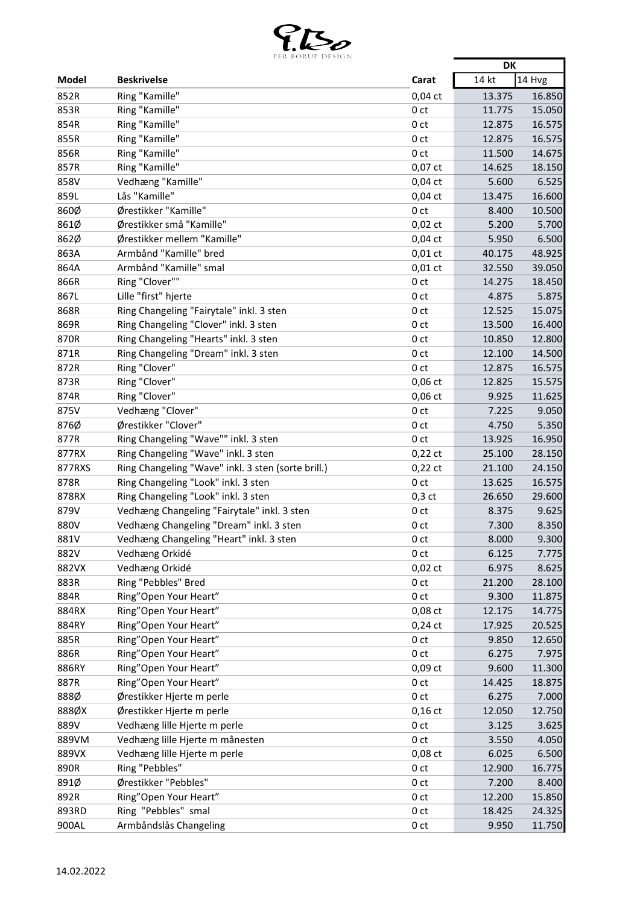| Model | Beskrivelse | Carat | DK | |
|---|---|---|---|---|
| | | | 14 kt | 14 Hvg |
| 852R | Ring "Kamille" | 0,04 ct | 13.375 | 16.850 |
| 853R | Ring "Kamille" | 0 ct | 11.775 | 15.050 |
| 854R | Ring "Kamille" | 0 ct | 12.875 | 16.575 |
| 855R | Ring "Kamille" | 0 ct | 12.875 | 16.575 |
| 856R | Ring "Kamille" | 0 ct | 11.500 | 14.675 |
| 857R | Ring "Kamille" | 0,07 ct | 14.625 | 18.150 |
| 858V | Vedhæng "Kamille" | 0,04 ct | 5.600 | 6.525 |
| 859L | Lås "Kamille" | 0,04 ct | 13.475 | 16.600 |
| 860Ø | Ørestikker "Kamille" | 0 ct | 8.400 | 10.500 |
| 861Ø | Ørestikker små "Kamille" | 0,02 ct | 5.200 | 5.700 |
| 862Ø | Ørestikker mellem "Kamille" | 0,04 ct | 5.950 | 6.500 |
| 863A | Armbånd "Kamille" bred | 0,01 ct | 40.175 | 48.925 |
| 864A | Armbånd "Kamille" smal | 0,01 ct | 32.550 | 39.050 |
| 866R | Ring "Clover"" | 0 ct | 14.275 | 18.450 |
| 867L | Lille "first" hjerte | 0 ct | 4.875 | 5.875 |
| 868R | Ring Changeling "Fairytale" inkl. 3 sten | 0 ct | 12.525 | 15.075 |
| 869R | Ring Changeling "Clover" inkl. 3 sten | 0 ct | 13.500 | 16.400 |
| 870R | Ring Changeling "Hearts" inkl. 3 sten | 0 ct | 10.850 | 12.800 |
| 871R | Ring Changeling "Dream" inkl. 3 sten | 0 ct | 12.100 | 14.500 |
| 872R | Ring "Clover" | 0 ct | 12.875 | 16.575 |
| 873R | Ring "Clover" | 0,06 ct | 12.825 | 15.575 |
| 874R | Ring "Clover" | 0,06 ct | 9.925 | 11.625 |
| 875V | Vedhæng "Clover" | 0 ct | 7.225 | 9.050 |
| 876Ø | Ørestikker "Clover" | 0 ct | 4.750 | 5.350 |
| 877R | Ring Changeling "Wave"" inkl. 3 sten | 0 ct | 13.925 | 16.950 |
| 877RX | Ring Changeling "Wave" inkl. 3 sten | 0,22 ct | 25.100 | 28.150 |
| 877RXS | Ring Changeling "Wave" inkl. 3 sten (sorte brill.) | 0,22 ct | 21.100 | 24.150 |
| 878R | Ring Changeling "Look" inkl. 3 sten | 0 ct | 13.625 | 16.575 |
| 878RX | Ring Changeling "Look" inkl. 3 sten | 0,3 ct | 26.650 | 29.600 |
| 879V | Vedhæng Changeling "Fairytale" inkl. 3 sten | 0 ct | 8.375 | 9.625 |
| 880V | Vedhæng Changeling "Dream" inkl. 3 sten | 0 ct | 7.300 | 8.350 |
| 881V | Vedhæng Changeling "Heart" inkl. 3 sten | 0 ct | 8.000 | 9.300 |
| 882V | Vedhæng Orkidé | 0 ct | 6.125 | 7.775 |
| 882VX | Vedhæng Orkidé | 0,02 ct | 6.975 | 8.625 |
| 883R | Ring "Pebbles" Bred | 0 ct | 21.200 | 28.100 |
| 884R | Ring"Open Your Heart" | 0 ct | 9.300 | 11.875 |
| 884RX | Ring"Open Your Heart" | 0,08 ct | 12.175 | 14.775 |
| 884RY | Ring"Open Your Heart" | 0,24 ct | 17.925 | 20.525 |
| 885R | Ring"Open Your Heart" | 0 ct | 9.850 | 12.650 |
| 886R | Ring"Open Your Heart" | 0 ct | 6.275 | 7.975 |
| 886RY | Ring"Open Your Heart" | 0,09 ct | 9.600 | 11.300 |
| 887R | Ring"Open Your Heart" | 0 ct | 14.425 | 18.875 |
| 888Ø | Ørestikker Hjerte m perle | 0 ct | 6.275 | 7.000 |
| 888ØX | Ørestikker Hjerte m perle | 0,16 ct | 12.050 | 12.750 |
| 889V | Vedhæng lille Hjerte m perle | 0 ct | 3.125 | 3.625 |
| 889VM | Vedhæng lille Hjerte m månesten | 0 ct | 3.550 | 4.050 |
| 889VX | Vedhæng lille Hjerte m perle | 0,08 ct | 6.025 | 6.500 |
| 890R | Ring "Pebbles" | 0 ct | 12.900 | 16.775 |
| 891Ø | Ørestikker "Pebbles" | 0 ct | 7.200 | 8.400 |
| 892R | Ring"Open Your Heart" | 0 ct | 12.200 | 15.850 |
| 893RD | Ring "Pebbles" smal | 0 ct | 18.425 | 24.325 |
| 900AL | Armbåndslås Changeling | 0 ct | 9.950 | 11.750 |

14.02.2022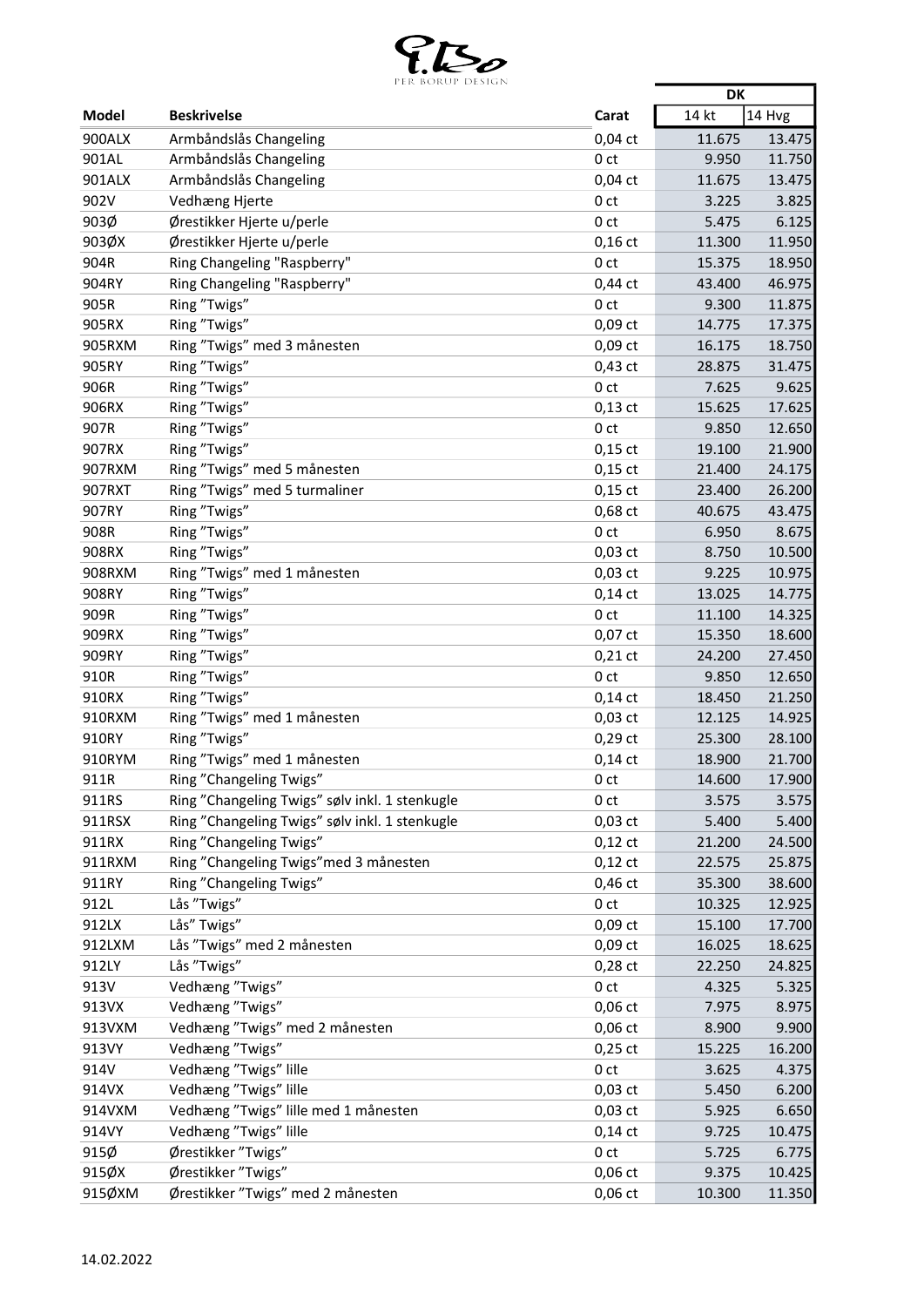| Model | Beskrivelse | Carat | DK | |
|---|---|---|---|---|
| | | | 14 kt | 14 Hvg |
| 900ALX | Armbåndslås Changeling | 0,04 ct | 11.675 | 13.475 |
| 901AL | Armbåndslås Changeling | 0 ct | 9.950 | 11.750 |
| 901ALX | Armbåndslås Changeling | 0,04 ct | 11.675 | 13.475 |
| 902V | Vedhæng Hjerte | 0 ct | 3.225 | 3.825 |
| 903Ø | Ørestikker Hjerte u/perle | 0 ct | 5.475 | 6.125 |
| 903ØX | Ørestikker Hjerte u/perle | 0,16 ct | 11.300 | 11.950 |
| 904R | Ring Changeling "Raspberry" | 0 ct | 15.375 | 18.950 |
| 904RY | Ring Changeling "Raspberry" | 0,44 ct | 43.400 | 46.975 |
| 905R | Ring ”Twigs” | 0 ct | 9.300 | 11.875 |
| 905RX | Ring ”Twigs” | 0,09 ct | 14.775 | 17.375 |
| 905RXM | Ring ”Twigs” med 3 månesten | 0,09 ct | 16.175 | 18.750 |
| 905RY | Ring ”Twigs” | 0,43 ct | 28.875 | 31.475 |
| 906R | Ring ”Twigs” | 0 ct | 7.625 | 9.625 |
| 906RX | Ring ”Twigs” | 0,13 ct | 15.625 | 17.625 |
| 907R | Ring ”Twigs” | 0 ct | 9.850 | 12.650 |
| 907RX | Ring ”Twigs” | 0,15 ct | 19.100 | 21.900 |
| 907RXM | Ring ”Twigs” med 5 månesten | 0,15 ct | 21.400 | 24.175 |
| 907RXT | Ring ”Twigs” med 5 turmaliner | 0,15 ct | 23.400 | 26.200 |
| 907RY | Ring ”Twigs” | 0,68 ct | 40.675 | 43.475 |
| 908R | Ring ”Twigs” | 0 ct | 6.950 | 8.675 |
| 908RX | Ring ”Twigs” | 0,03 ct | 8.750 | 10.500 |
| 908RXM | Ring ”Twigs” med 1 månesten | 0,03 ct | 9.225 | 10.975 |
| 908RY | Ring ”Twigs” | 0,14 ct | 13.025 | 14.775 |
| 909R | Ring ”Twigs” | 0 ct | 11.100 | 14.325 |
| 909RX | Ring ”Twigs” | 0,07 ct | 15.350 | 18.600 |
| 909RY | Ring ”Twigs” | 0,21 ct | 24.200 | 27.450 |
| 910R | Ring ”Twigs” | 0 ct | 9.850 | 12.650 |
| 910RX | Ring ”Twigs” | 0,14 ct | 18.450 | 21.250 |
| 910RXM | Ring ”Twigs” med 1 månesten | 0,03 ct | 12.125 | 14.925 |
| 910RY | Ring ”Twigs” | 0,29 ct | 25.300 | 28.100 |
| 910RYM | Ring ”Twigs” med 1 månesten | 0,14 ct | 18.900 | 21.700 |
| 911R | Ring ”Changeling Twigs” | 0 ct | 14.600 | 17.900 |
| 911RS | Ring ”Changeling Twigs” sølv inkl. 1 stenkugle | 0 ct | 3.575 | 3.575 |
| 911RSX | Ring ”Changeling Twigs” sølv inkl. 1 stenkugle | 0,03 ct | 5.400 | 5.400 |
| 911RX | Ring ”Changeling Twigs” | 0,12 ct | 21.200 | 24.500 |
| 911RXM | Ring ”Changeling Twigs”med 3 månesten | 0,12 ct | 22.575 | 25.875 |
| 911RY | Ring ”Changeling Twigs” | 0,46 ct | 35.300 | 38.600 |
| 912L | Lås ”Twigs” | 0 ct | 10.325 | 12.925 |
| 912LX | Lås” Twigs” | 0,09 ct | 15.100 | 17.700 |
| 912LXM | Lås ”Twigs” med 2 månesten | 0,09 ct | 16.025 | 18.625 |
| 912LY | Lås ”Twigs” | 0,28 ct | 22.250 | 24.825 |
| 913V | Vedhæng ”Twigs” | 0 ct | 4.325 | 5.325 |
| 913VX | Vedhæng ”Twigs” | 0,06 ct | 7.975 | 8.975 |
| 913VXM | Vedhæng ”Twigs” med 2 månesten | 0,06 ct | 8.900 | 9.900 |
| 913VY | Vedhæng ”Twigs” | 0,25 ct | 15.225 | 16.200 |
| 914V | Vedhæng ”Twigs” lille | 0 ct | 3.625 | 4.375 |
| 914VX | Vedhæng ”Twigs” lille | 0,03 ct | 5.450 | 6.200 |
| 914VXM | Vedhæng ”Twigs” lille med 1 månesten | 0,03 ct | 5.925 | 6.650 |
| 914VY | Vedhæng ”Twigs” lille | 0,14 ct | 9.725 | 10.475 |
| 915Ø | Ørestikker ”Twigs” | 0 ct | 5.725 | 6.775 |
| 915ØX | Ørestikker ”Twigs” | 0,06 ct | 9.375 | 10.425 |
| 915ØXM | Ørestikker ”Twigs” med 2 månesten | 0,06 ct | 10.300 | 11.350 |

14.02.2022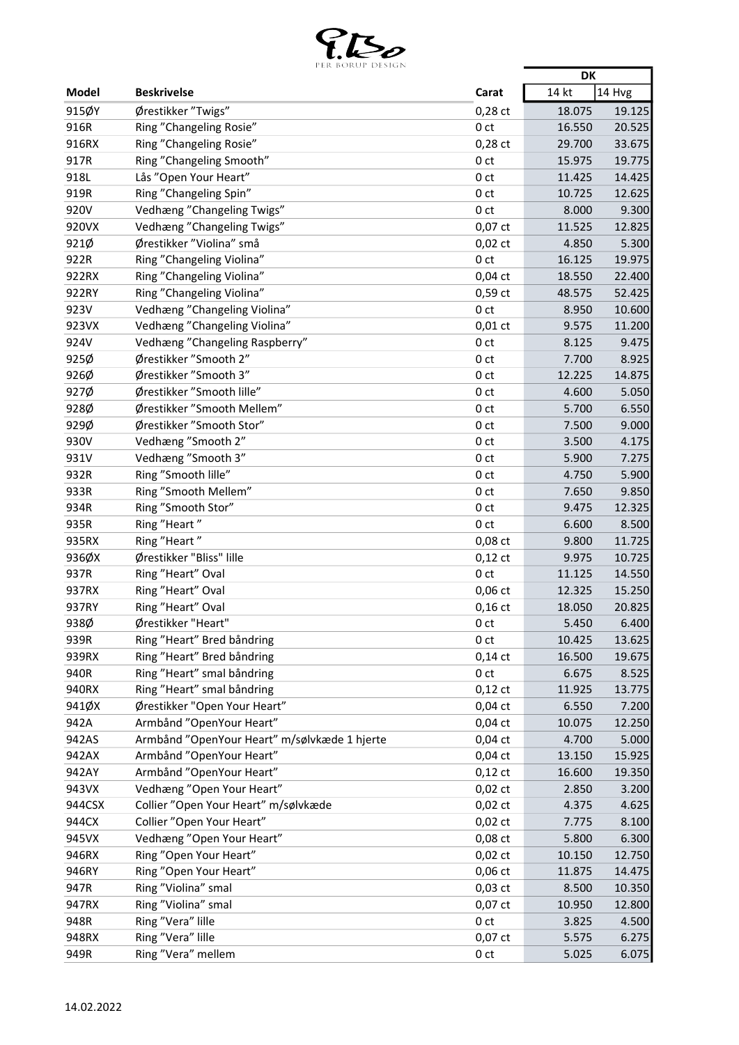PER BORUP DESIGN

| Model | Beskrivelse | Carat | DK | |
|---|---|---|---|---|
| | | | 14 kt | 14 Hvg |
| 915ØY | Ørestikker ”Twigs” | 0,28 ct | 18.075 | 19.125 |
| 916R | Ring ”Changeling Rosie” | 0 ct | 16.550 | 20.525 |
| 916RX | Ring ”Changeling Rosie” | 0,28 ct | 29.700 | 33.675 |
| 917R | Ring ”Changeling Smooth” | 0 ct | 15.975 | 19.775 |
| 918L | Lås ”Open Your Heart” | 0 ct | 11.425 | 14.425 |
| 919R | Ring ”Changeling Spin” | 0 ct | 10.725 | 12.625 |
| 920V | Vedhæng ”Changeling Twigs” | 0 ct | 8.000 | 9.300 |
| 920VX | Vedhæng ”Changeling Twigs” | 0,07 ct | 11.525 | 12.825 |
| 921Ø | Ørestikker ”Violina” små | 0,02 ct | 4.850 | 5.300 |
| 922R | Ring ”Changeling Violina” | 0 ct | 16.125 | 19.975 |
| 922RX | Ring ”Changeling Violina” | 0,04 ct | 18.550 | 22.400 |
| 922RY | Ring ”Changeling Violina” | 0,59 ct | 48.575 | 52.425 |
| 923V | Vedhæng ”Changeling Violina” | 0 ct | 8.950 | 10.600 |
| 923VX | Vedhæng ”Changeling Violina” | 0,01 ct | 9.575 | 11.200 |
| 924V | Vedhæng ”Changeling Raspberry” | 0 ct | 8.125 | 9.475 |
| 925Ø | Ørestikker ”Smooth 2” | 0 ct | 7.700 | 8.925 |
| 926Ø | Ørestikker ”Smooth 3” | 0 ct | 12.225 | 14.875 |
| 927Ø | Ørestikker ”Smooth lille” | 0 ct | 4.600 | 5.050 |
| 928Ø | Ørestikker ”Smooth Mellem” | 0 ct | 5.700 | 6.550 |
| 929Ø | Ørestikker ”Smooth Stor” | 0 ct | 7.500 | 9.000 |
| 930V | Vedhæng ”Smooth 2” | 0 ct | 3.500 | 4.175 |
| 931V | Vedhæng ”Smooth 3” | 0 ct | 5.900 | 7.275 |
| 932R | Ring ”Smooth lille” | 0 ct | 4.750 | 5.900 |
| 933R | Ring ”Smooth Mellem” | 0 ct | 7.650 | 9.850 |
| 934R | Ring ”Smooth Stor” | 0 ct | 9.475 | 12.325 |
| 935R | Ring ”Heart ” | 0 ct | 6.600 | 8.500 |
| 935RX | Ring ”Heart ” | 0,08 ct | 9.800 | 11.725 |
| 936ØX | Ørestikker "Bliss" lille | 0,12 ct | 9.975 | 10.725 |
| 937R | Ring ”Heart” Oval | 0 ct | 11.125 | 14.550 |
| 937RX | Ring ”Heart” Oval | 0,06 ct | 12.325 | 15.250 |
| 937RY | Ring ”Heart” Oval | 0,16 ct | 18.050 | 20.825 |
| 938Ø | Ørestikker "Heart" | 0 ct | 5.450 | 6.400 |
| 939R | Ring ”Heart” Bred båndring | 0 ct | 10.425 | 13.625 |
| 939RX | Ring ”Heart” Bred båndring | 0,14 ct | 16.500 | 19.675 |
| 940R | Ring ”Heart” smal båndring | 0 ct | 6.675 | 8.525 |
| 940RX | Ring ”Heart” smal båndring | 0,12 ct | 11.925 | 13.775 |
| 941ØX | Ørestikker "Open Your Heart" | 0,04 ct | 6.550 | 7.200 |
| 942A | Armbånd ”OpenYour Heart” | 0,04 ct | 10.075 | 12.250 |
| 942AS | Armbånd ”OpenYour Heart” m/sølvkæde 1 hjerte | 0,04 ct | 4.700 | 5.000 |
| 942AX | Armbånd ”OpenYour Heart” | 0,04 ct | 13.150 | 15.925 |
| 942AY | Armbånd ”OpenYour Heart” | 0,12 ct | 16.600 | 19.350 |
| 943VX | Vedhæng ”Open Your Heart” | 0,02 ct | 2.850 | 3.200 |
| 944CSX | Collier ”Open Your Heart” m/sølvkæde | 0,02 ct | 4.375 | 4.625 |
| 944CX | Collier ”Open Your Heart” | 0,02 ct | 7.775 | 8.100 |
| 945VX | Vedhæng ”Open Your Heart” | 0,08 ct | 5.800 | 6.300 |
| 946RX | Ring ”Open Your Heart” | 0,02 ct | 10.150 | 12.750 |
| 946RY | Ring ”Open Your Heart” | 0,06 ct | 11.875 | 14.475 |
| 947R | Ring ”Violina” smal | 0,03 ct | 8.500 | 10.350 |
| 947RX | Ring ”Violina” smal | 0,07 ct | 10.950 | 12.800 |
| 948R | Ring ”Vera” lille | 0 ct | 3.825 | 4.500 |
| 948RX | Ring ”Vera” lille | 0,07 ct | 5.575 | 6.275 |
| 949R | Ring ”Vera” mellem | 0 ct | 5.025 | 6.075 |

14.02.2022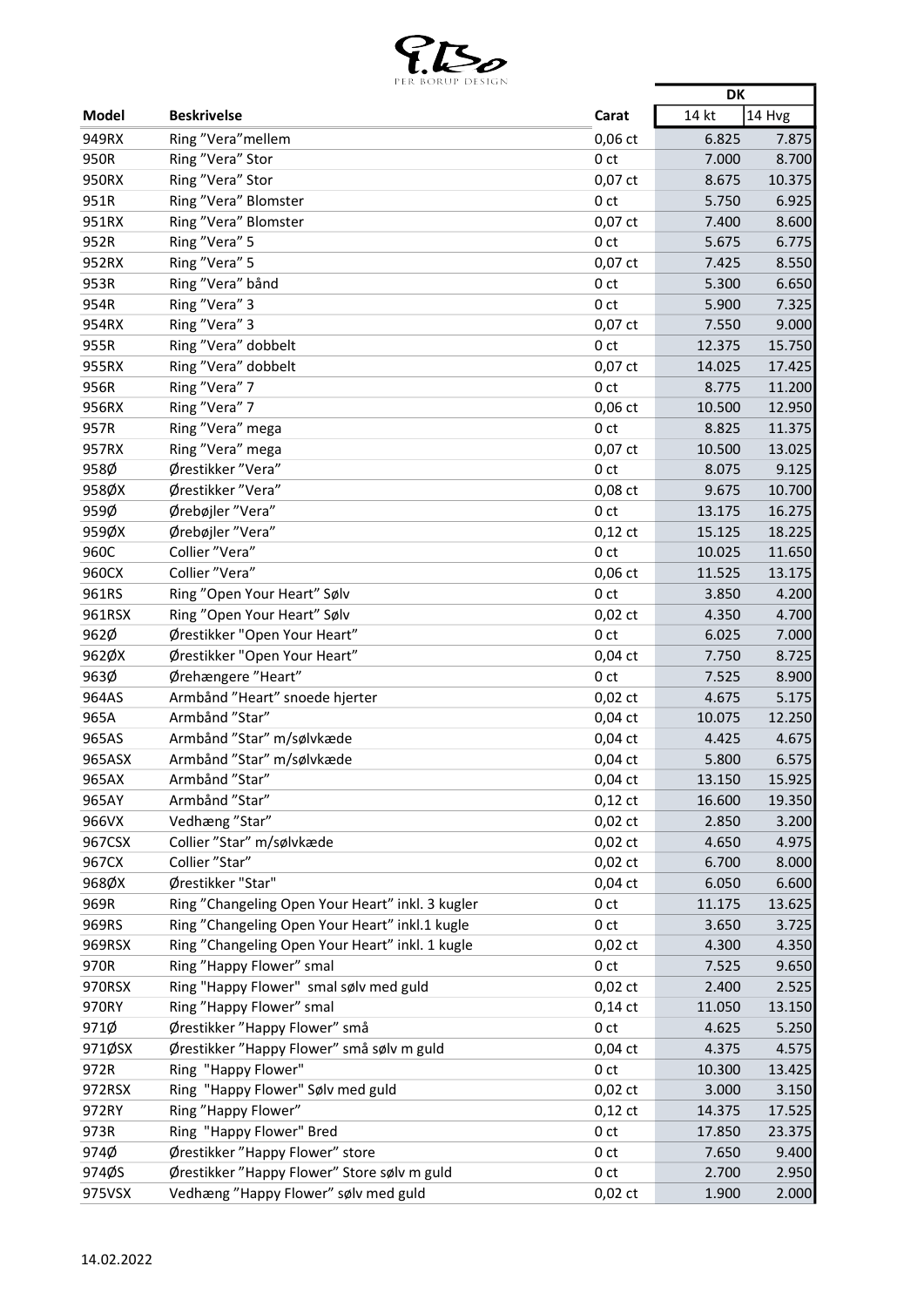PER BORUP DESIGN

| Model | Beskrivelse | Carat | DK 14 kt | DK 14 Hvg |
|---|---|---|---|---|
| 949RX | Ring "Vera"mellem | 0,06 ct | 6.825 | 7.875 |
| 950R | Ring "Vera" Stor | 0 ct | 7.000 | 8.700 |
| 950RX | Ring "Vera" Stor | 0,07 ct | 8.675 | 10.375 |
| 951R | Ring "Vera" Blomster | 0 ct | 5.750 | 6.925 |
| 951RX | Ring "Vera" Blomster | 0,07 ct | 7.400 | 8.600 |
| 952R | Ring "Vera" 5 | 0 ct | 5.675 | 6.775 |
| 952RX | Ring "Vera" 5 | 0,07 ct | 7.425 | 8.550 |
| 953R | Ring "Vera" bånd | 0 ct | 5.300 | 6.650 |
| 954R | Ring "Vera" 3 | 0 ct | 5.900 | 7.325 |
| 954RX | Ring "Vera" 3 | 0,07 ct | 7.550 | 9.000 |
| 955R | Ring "Vera" dobbelt | 0 ct | 12.375 | 15.750 |
| 955RX | Ring "Vera" dobbelt | 0,07 ct | 14.025 | 17.425 |
| 956R | Ring "Vera" 7 | 0 ct | 8.775 | 11.200 |
| 956RX | Ring "Vera" 7 | 0,06 ct | 10.500 | 12.950 |
| 957R | Ring "Vera" mega | 0 ct | 8.825 | 11.375 |
| 957RX | Ring "Vera" mega | 0,07 ct | 10.500 | 13.025 |
| 958Ø | Ørestikker "Vera" | 0 ct | 8.075 | 9.125 |
| 958ØX | Ørestikker "Vera" | 0,08 ct | 9.675 | 10.700 |
| 959Ø | Ørebøjler "Vera" | 0 ct | 13.175 | 16.275 |
| 959ØX | Ørebøjler "Vera" | 0,12 ct | 15.125 | 18.225 |
| 960C | Collier "Vera" | 0 ct | 10.025 | 11.650 |
| 960CX | Collier "Vera" | 0,06 ct | 11.525 | 13.175 |
| 961RS | Ring "Open Your Heart" Sølv | 0 ct | 3.850 | 4.200 |
| 961RSX | Ring "Open Your Heart" Sølv | 0,02 ct | 4.350 | 4.700 |
| 962Ø | Ørestikker "Open Your Heart" | 0 ct | 6.025 | 7.000 |
| 962ØX | Ørestikker "Open Your Heart" | 0,04 ct | 7.750 | 8.725 |
| 963Ø | Ørehængere "Heart" | 0 ct | 7.525 | 8.900 |
| 964AS | Armbånd "Heart" snoede hjerter | 0,02 ct | 4.675 | 5.175 |
| 965A | Armbånd "Star" | 0,04 ct | 10.075 | 12.250 |
| 965AS | Armbånd "Star" m/sølvkæde | 0,04 ct | 4.425 | 4.675 |
| 965ASX | Armbånd "Star" m/sølvkæde | 0,04 ct | 5.800 | 6.575 |
| 965AX | Armbånd "Star" | 0,04 ct | 13.150 | 15.925 |
| 965AY | Armbånd "Star" | 0,12 ct | 16.600 | 19.350 |
| 966VX | Vedhæng "Star" | 0,02 ct | 2.850 | 3.200 |
| 967CSX | Collier "Star" m/sølvkæde | 0,02 ct | 4.650 | 4.975 |
| 967CX | Collier "Star" | 0,02 ct | 6.700 | 8.000 |
| 968ØX | Ørestikker "Star" | 0,04 ct | 6.050 | 6.600 |
| 969R | Ring "Changeling Open Your Heart" inkl. 3 kugler | 0 ct | 11.175 | 13.625 |
| 969RS | Ring "Changeling Open Your Heart" inkl.1 kugle | 0 ct | 3.650 | 3.725 |
| 969RSX | Ring "Changeling Open Your Heart" inkl. 1 kugle | 0,02 ct | 4.300 | 4.350 |
| 970R | Ring "Happy Flower" smal | 0 ct | 7.525 | 9.650 |
| 970RSX | Ring "Happy Flower" smal sølv med guld | 0,02 ct | 2.400 | 2.525 |
| 970RY | Ring "Happy Flower" smal | 0,14 ct | 11.050 | 13.150 |
| 971Ø | Ørestikker "Happy Flower" små | 0 ct | 4.625 | 5.250 |
| 971ØSX | Ørestikker "Happy Flower" små sølv m guld | 0,04 ct | 4.375 | 4.575 |
| 972R | Ring "Happy Flower" | 0 ct | 10.300 | 13.425 |
| 972RSX | Ring "Happy Flower" Sølv med guld | 0,02 ct | 3.000 | 3.150 |
| 972RY | Ring "Happy Flower" | 0,12 ct | 14.375 | 17.525 |
| 973R | Ring "Happy Flower" Bred | 0 ct | 17.850 | 23.375 |
| 974Ø | Ørestikker "Happy Flower" store | 0 ct | 7.650 | 9.400 |
| 974ØS | Ørestikker "Happy Flower" Store sølv m guld | 0 ct | 2.700 | 2.950 |
| 975VSX | Vedhæng "Happy Flower" sølv med guld | 0,02 ct | 1.900 | 2.000 |

14.02.2022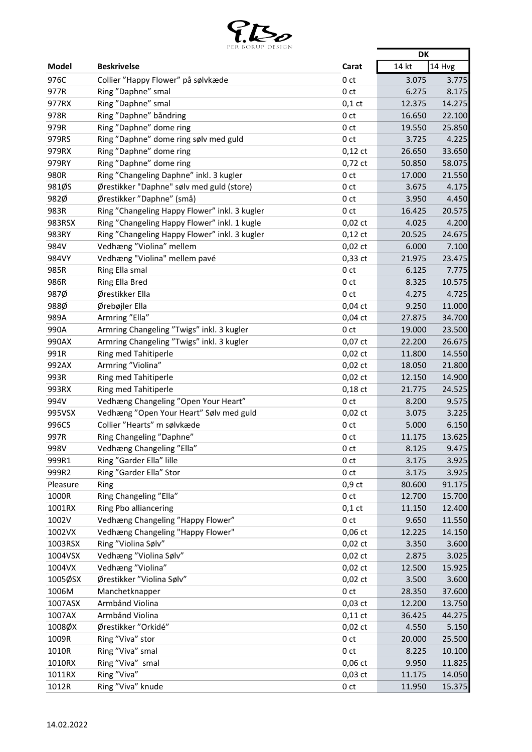P.Bo
PER BORUP DESIGN

| Model | Beskrivelse | Carat | DK | |
|---|---|---|---|---|
| | | | 14 kt | 14 Hvg |
| 976C | Collier "Happy Flower" på sølvkæde | 0 ct | 3.075 | 3.775 |
| 977R | Ring "Daphne" smal | 0 ct | 6.275 | 8.175 |
| 977RX | Ring "Daphne" smal | 0,1 ct | 12.375 | 14.275 |
| 978R | Ring "Daphne" båndring | 0 ct | 16.650 | 22.100 |
| 979R | Ring "Daphne" dome ring | 0 ct | 19.550 | 25.850 |
| 979RS | Ring "Daphne" dome ring sølv med guld | 0 ct | 3.725 | 4.225 |
| 979RX | Ring "Daphne" dome ring | 0,12 ct | 26.650 | 33.650 |
| 979RY | Ring "Daphne" dome ring | 0,72 ct | 50.850 | 58.075 |
| 980R | Ring "Changeling Daphne" inkl. 3 kugler | 0 ct | 17.000 | 21.550 |
| 981ØS | Ørestikker "Daphne" sølv med guld (store) | 0 ct | 3.675 | 4.175 |
| 982Ø | Ørestikker "Daphne" (små) | 0 ct | 3.950 | 4.450 |
| 983R | Ring "Changeling Happy Flower" inkl. 3 kugler | 0 ct | 16.425 | 20.575 |
| 983RSX | Ring "Changeling Happy Flower" inkl. 1 kugle | 0,02 ct | 4.025 | 4.200 |
| 983RY | Ring "Changeling Happy Flower" inkl. 3 kugler | 0,12 ct | 20.525 | 24.675 |
| 984V | Vedhæng "Violina" mellem | 0,02 ct | 6.000 | 7.100 |
| 984VY | Vedhæng "Violina" mellem pavé | 0,33 ct | 21.975 | 23.475 |
| 985R | Ring Ella smal | 0 ct | 6.125 | 7.775 |
| 986R | Ring Ella Bred | 0 ct | 8.325 | 10.575 |
| 987Ø | Ørestikker Ella | 0 ct | 4.275 | 4.725 |
| 988Ø | Ørebøjler Ella | 0,04 ct | 9.250 | 11.000 |
| 989A | Armring "Ella" | 0,04 ct | 27.875 | 34.700 |
| 990A | Armring Changeling "Twigs" inkl. 3 kugler | 0 ct | 19.000 | 23.500 |
| 990AX | Armring Changeling "Twigs" inkl. 3 kugler | 0,07 ct | 22.200 | 26.675 |
| 991R | Ring med Tahitiperle | 0,02 ct | 11.800 | 14.550 |
| 992AX | Armring "Violina" | 0,02 ct | 18.050 | 21.800 |
| 993R | Ring med Tahitiperle | 0,02 ct | 12.150 | 14.900 |
| 993RX | Ring med Tahitiperle | 0,18 ct | 21.775 | 24.525 |
| 994V | Vedhæng Changeling "Open Your Heart" | 0 ct | 8.200 | 9.575 |
| 995VSX | Vedhæng "Open Your Heart" Sølv med guld | 0,02 ct | 3.075 | 3.225 |
| 996CS | Collier "Hearts" m sølvkæde | 0 ct | 5.000 | 6.150 |
| 997R | Ring Changeling "Daphne" | 0 ct | 11.175 | 13.625 |
| 998V | Vedhæng Changeling "Ella" | 0 ct | 8.125 | 9.475 |
| 999R1 | Ring "Garder Ella" lille | 0 ct | 3.175 | 3.925 |
| 999R2 | Ring "Garder Ella" Stor | 0 ct | 3.175 | 3.925 |
| Pleasure | Ring | 0,9 ct | 80.600 | 91.175 |
| 1000R | Ring Changeling "Ella" | 0 ct | 12.700 | 15.700 |
| 1001RX | Ring Pbo alliancering | 0,1 ct | 11.150 | 12.400 |
| 1002V | Vedhæng Changeling "Happy Flower" | 0 ct | 9.650 | 11.550 |
| 1002VX | Vedhæng Changeling "Happy Flower" | 0,06 ct | 12.225 | 14.150 |
| 1003RSX | Ring "Violina Sølv" | 0,02 ct | 3.350 | 3.600 |
| 1004VSX | Vedhæng "Violina Sølv" | 0,02 ct | 2.875 | 3.025 |
| 1004VX | Vedhæng "Violina" | 0,02 ct | 12.500 | 15.925 |
| 1005ØSX | Ørestikker "Violina Sølv" | 0,02 ct | 3.500 | 3.600 |
| 1006M | Manchetknapper | 0 ct | 28.350 | 37.600 |
| 1007ASX | Armbånd Violina | 0,03 ct | 12.200 | 13.750 |
| 1007AX | Armbånd Violina | 0,11 ct | 36.425 | 44.275 |
| 1008ØX | Ørestikker "Orkidé" | 0,02 ct | 4.550 | 5.150 |
| 1009R | Ring "Viva" stor | 0 ct | 20.000 | 25.500 |
| 1010R | Ring "Viva" smal | 0 ct | 8.225 | 10.100 |
| 1010RX | Ring "Viva" smal | 0,06 ct | 9.950 | 11.825 |
| 1011RX | Ring "Viva" | 0,03 ct | 11.175 | 14.050 |
| 1012R | Ring "Viva" knude | 0 ct | 11.950 | 15.375 |

14.02.2022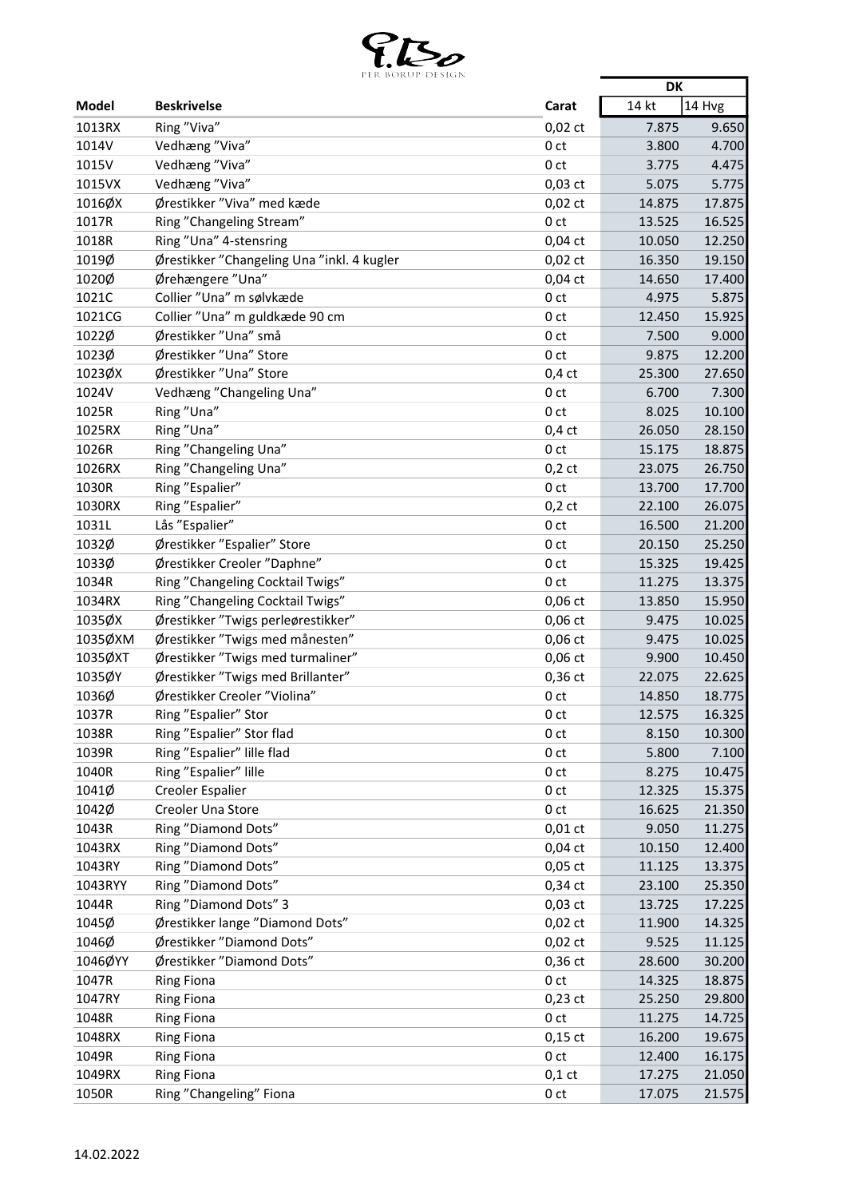PER BORUP DESIGN

| Model | Beskrivelse | Carat | DK | |
|---|---|---|---|---|
| | | | 14 kt | 14 Hvg |
| 1013RX | Ring ”Viva” | 0,02 ct | 7.875 | 9.650 |
| 1014V | Vedhæng ”Viva” | 0 ct | 3.800 | 4.700 |
| 1015V | Vedhæng ”Viva” | 0 ct | 3.775 | 4.475 |
| 1015VX | Vedhæng ”Viva” | 0,03 ct | 5.075 | 5.775 |
| 1016ØX | Ørestikker ”Viva” med kæde | 0,02 ct | 14.875 | 17.875 |
| 1017R | Ring ”Changeling Stream” | 0 ct | 13.525 | 16.525 |
| 1018R | Ring ”Una” 4-stensring | 0,04 ct | 10.050 | 12.250 |
| 1019Ø | Ørestikker ”Changeling Una ”inkl. 4 kugler | 0,02 ct | 16.350 | 19.150 |
| 1020Ø | Ørehængere ”Una” | 0,04 ct | 14.650 | 17.400 |
| 1021C | Collier ”Una” m sølvkæde | 0 ct | 4.975 | 5.875 |
| 1021CG | Collier ”Una” m guldkæde 90 cm | 0 ct | 12.450 | 15.925 |
| 1022Ø | Ørestikker ”Una” små | 0 ct | 7.500 | 9.000 |
| 1023Ø | Ørestikker ”Una” Store | 0 ct | 9.875 | 12.200 |
| 1023ØX | Ørestikker ”Una” Store | 0,4 ct | 25.300 | 27.650 |
| 1024V | Vedhæng ”Changeling Una” | 0 ct | 6.700 | 7.300 |
| 1025R | Ring ”Una” | 0 ct | 8.025 | 10.100 |
| 1025RX | Ring ”Una” | 0,4 ct | 26.050 | 28.150 |
| 1026R | Ring ”Changeling Una” | 0 ct | 15.175 | 18.875 |
| 1026RX | Ring ”Changeling Una” | 0,2 ct | 23.075 | 26.750 |
| 1030R | Ring ”Espalier” | 0 ct | 13.700 | 17.700 |
| 1030RX | Ring ”Espalier” | 0,2 ct | 22.100 | 26.075 |
| 1031L | Lås ”Espalier” | 0 ct | 16.500 | 21.200 |
| 1032Ø | Ørestikker ”Espalier” Store | 0 ct | 20.150 | 25.250 |
| 1033Ø | Ørestikker Creoler ”Daphne” | 0 ct | 15.325 | 19.425 |
| 1034R | Ring ”Changeling Cocktail Twigs” | 0 ct | 11.275 | 13.375 |
| 1034RX | Ring ”Changeling Cocktail Twigs” | 0,06 ct | 13.850 | 15.950 |
| 1035ØX | Ørestikker ”Twigs perleørestikker” | 0,06 ct | 9.475 | 10.025 |
| 1035ØXM | Ørestikker ”Twigs med månesten” | 0,06 ct | 9.475 | 10.025 |
| 1035ØXT | Ørestikker ”Twigs med turmaliner” | 0,06 ct | 9.900 | 10.450 |
| 1035ØY | Ørestikker ”Twigs med Brillanter” | 0,36 ct | 22.075 | 22.625 |
| 1036Ø | Ørestikker Creoler ”Violina” | 0 ct | 14.850 | 18.775 |
| 1037R | Ring ”Espalier” Stor | 0 ct | 12.575 | 16.325 |
| 1038R | Ring ”Espalier” Stor flad | 0 ct | 8.150 | 10.300 |
| 1039R | Ring ”Espalier” lille flad | 0 ct | 5.800 | 7.100 |
| 1040R | Ring ”Espalier” lille | 0 ct | 8.275 | 10.475 |
| 1041Ø | Creoler Espalier | 0 ct | 12.325 | 15.375 |
| 1042Ø | Creoler Una Store | 0 ct | 16.625 | 21.350 |
| 1043R | Ring ”Diamond Dots” | 0,01 ct | 9.050 | 11.275 |
| 1043RX | Ring ”Diamond Dots” | 0,04 ct | 10.150 | 12.400 |
| 1043RY | Ring ”Diamond Dots” | 0,05 ct | 11.125 | 13.375 |
| 1043RYY | Ring ”Diamond Dots” | 0,34 ct | 23.100 | 25.350 |
| 1044R | Ring ”Diamond Dots” 3 | 0,03 ct | 13.725 | 17.225 |
| 1045Ø | Ørestikker lange ”Diamond Dots” | 0,02 ct | 11.900 | 14.325 |
| 1046Ø | Ørestikker ”Diamond Dots” | 0,02 ct | 9.525 | 11.125 |
| 1046ØYY | Ørestikker ”Diamond Dots” | 0,36 ct | 28.600 | 30.200 |
| 1047R | Ring Fiona | 0 ct | 14.325 | 18.875 |
| 1047RY | Ring Fiona | 0,23 ct | 25.250 | 29.800 |
| 1048R | Ring Fiona | 0 ct | 11.275 | 14.725 |
| 1048RX | Ring Fiona | 0,15 ct | 16.200 | 19.675 |
| 1049R | Ring Fiona | 0 ct | 12.400 | 16.175 |
| 1049RX | Ring Fiona | 0,1 ct | 17.275 | 21.050 |
| 1050R | Ring ”Changeling” Fiona | 0 ct | 17.075 | 21.575 |

14.02.2022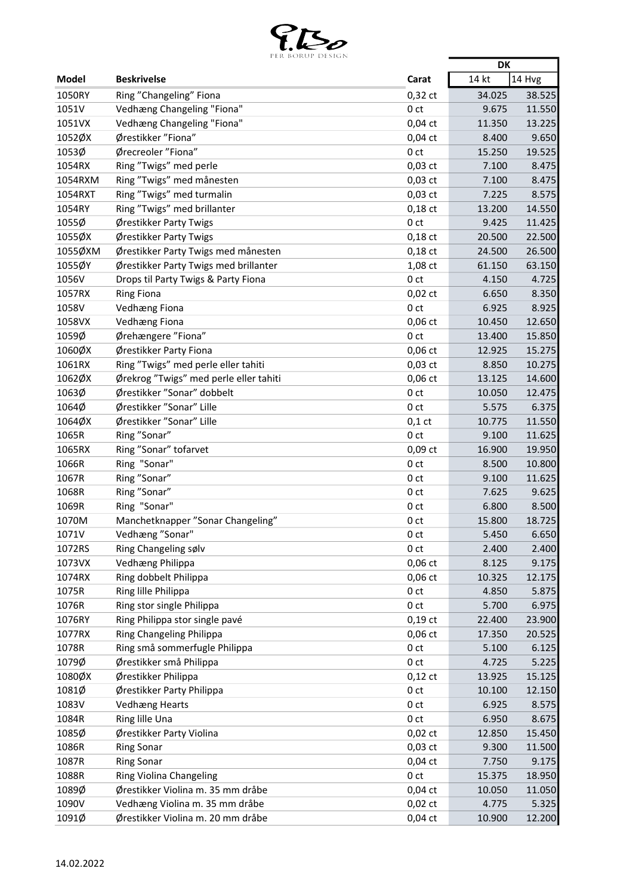PER BORUP DESIGN

| Model | Beskrivelse | Carat | DK | |
|---|---|---|---|---|
| | | | 14 kt | 14 Hvg |
| 1050RY | Ring ”Changeling” Fiona | 0,32 ct | 34.025 | 38.525 |
| 1051V | Vedhæng Changeling "Fiona" | 0 ct | 9.675 | 11.550 |
| 1051VX | Vedhæng Changeling "Fiona" | 0,04 ct | 11.350 | 13.225 |
| 1052ØX | Ørestikker ”Fiona” | 0,04 ct | 8.400 | 9.650 |
| 1053Ø | Ørecreoler ”Fiona” | 0 ct | 15.250 | 19.525 |
| 1054RX | Ring ”Twigs” med perle | 0,03 ct | 7.100 | 8.475 |
| 1054RXM | Ring ”Twigs” med månesten | 0,03 ct | 7.100 | 8.475 |
| 1054RXT | Ring ”Twigs” med turmalin | 0,03 ct | 7.225 | 8.575 |
| 1054RY | Ring ”Twigs” med brillanter | 0,18 ct | 13.200 | 14.550 |
| 1055Ø | Ørestikker Party Twigs | 0 ct | 9.425 | 11.425 |
| 1055ØX | Ørestikker Party Twigs | 0,18 ct | 20.500 | 22.500 |
| 1055ØXM | Ørestikker Party Twigs med månesten | 0,18 ct | 24.500 | 26.500 |
| 1055ØY | Ørestikker Party Twigs med brillanter | 1,08 ct | 61.150 | 63.150 |
| 1056V | Drops til Party Twigs & Party Fiona | 0 ct | 4.150 | 4.725 |
| 1057RX | Ring Fiona | 0,02 ct | 6.650 | 8.350 |
| 1058V | Vedhæng Fiona | 0 ct | 6.925 | 8.925 |
| 1058VX | Vedhæng Fiona | 0,06 ct | 10.450 | 12.650 |
| 1059Ø | Ørehængere ”Fiona” | 0 ct | 13.400 | 15.850 |
| 1060ØX | Ørestikker Party Fiona | 0,06 ct | 12.925 | 15.275 |
| 1061RX | Ring ”Twigs” med perle eller tahiti | 0,03 ct | 8.850 | 10.275 |
| 1062ØX | Ørekrog ”Twigs” med perle eller tahiti | 0,06 ct | 13.125 | 14.600 |
| 1063Ø | Ørestikker ”Sonar” dobbelt | 0 ct | 10.050 | 12.475 |
| 1064Ø | Ørestikker ”Sonar” Lille | 0 ct | 5.575 | 6.375 |
| 1064ØX | Ørestikker ”Sonar” Lille | 0,1 ct | 10.775 | 11.550 |
| 1065R | Ring ”Sonar” | 0 ct | 9.100 | 11.625 |
| 1065RX | Ring ”Sonar” tofarvet | 0,09 ct | 16.900 | 19.950 |
| 1066R | Ring "Sonar" | 0 ct | 8.500 | 10.800 |
| 1067R | Ring ”Sonar” | 0 ct | 9.100 | 11.625 |
| 1068R | Ring ”Sonar” | 0 ct | 7.625 | 9.625 |
| 1069R | Ring "Sonar" | 0 ct | 6.800 | 8.500 |
| 1070M | Manchetknapper ”Sonar Changeling” | 0 ct | 15.800 | 18.725 |
| 1071V | Vedhæng ”Sonar" | 0 ct | 5.450 | 6.650 |
| 1072RS | Ring Changeling sølv | 0 ct | 2.400 | 2.400 |
| 1073VX | Vedhæng Philippa | 0,06 ct | 8.125 | 9.175 |
| 1074RX | Ring dobbelt Philippa | 0,06 ct | 10.325 | 12.175 |
| 1075R | Ring lille Philippa | 0 ct | 4.850 | 5.875 |
| 1076R | Ring stor single Philippa | 0 ct | 5.700 | 6.975 |
| 1076RY | Ring Philippa stor single pavé | 0,19 ct | 22.400 | 23.900 |
| 1077RX | Ring Changeling Philippa | 0,06 ct | 17.350 | 20.525 |
| 1078R | Ring små sommerfugle Philippa | 0 ct | 5.100 | 6.125 |
| 1079Ø | Ørestikker små Philippa | 0 ct | 4.725 | 5.225 |
| 1080ØX | Ørestikker Philippa | 0,12 ct | 13.925 | 15.125 |
| 1081Ø | Ørestikker Party Philippa | 0 ct | 10.100 | 12.150 |
| 1083V | Vedhæng Hearts | 0 ct | 6.925 | 8.575 |
| 1084R | Ring lille Una | 0 ct | 6.950 | 8.675 |
| 1085Ø | Ørestikker Party Violina | 0,02 ct | 12.850 | 15.450 |
| 1086R | Ring Sonar | 0,03 ct | 9.300 | 11.500 |
| 1087R | Ring Sonar | 0,04 ct | 7.750 | 9.175 |
| 1088R | Ring Violina Changeling | 0 ct | 15.375 | 18.950 |
| 1089Ø | Ørestikker Violina m. 35 mm dråbe | 0,04 ct | 10.050 | 11.050 |
| 1090V | Vedhæng Violina m. 35 mm dråbe | 0,02 ct | 4.775 | 5.325 |
| 1091Ø | Ørestikker Violina m. 20 mm dråbe | 0,04 ct | 10.900 | 12.200 |

14.02.2022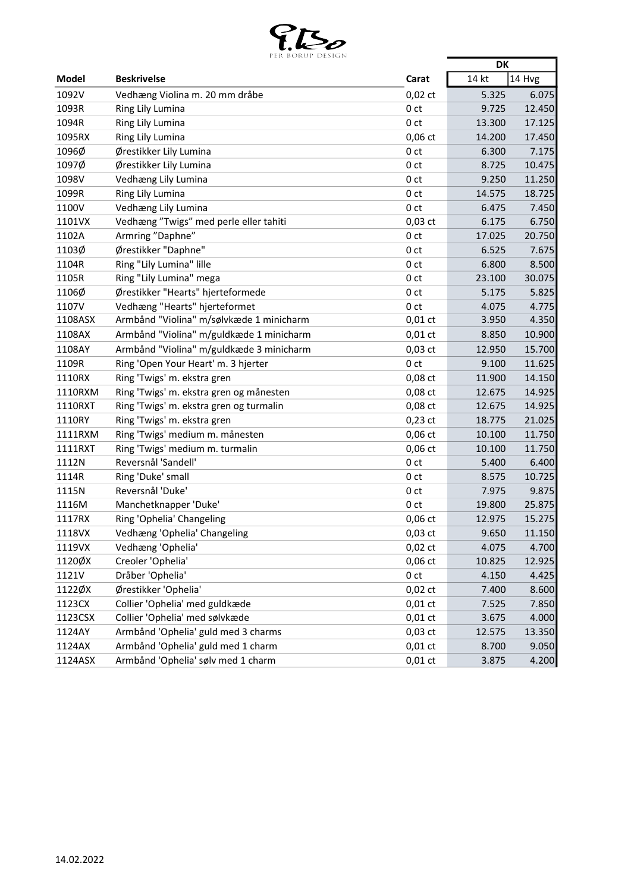P.Bo
PER BORUP DESIGN

| Model | Beskrivelse | Carat | DK | |
|---|---|---|---|---|
| | | | 14 kt | 14 Hvg |
| 1092V | Vedhæng Violina m. 20 mm dråbe | 0,02 ct | 5.325 | 6.075 |
| 1093R | Ring Lily Lumina | 0 ct | 9.725 | 12.450 |
| 1094R | Ring Lily Lumina | 0 ct | 13.300 | 17.125 |
| 1095RX | Ring Lily Lumina | 0,06 ct | 14.200 | 17.450 |
| 1096Ø | Ørestikker Lily Lumina | 0 ct | 6.300 | 7.175 |
| 1097Ø | Ørestikker Lily Lumina | 0 ct | 8.725 | 10.475 |
| 1098V | Vedhæng Lily Lumina | 0 ct | 9.250 | 11.250 |
| 1099R | Ring Lily Lumina | 0 ct | 14.575 | 18.725 |
| 1100V | Vedhæng Lily Lumina | 0 ct | 6.475 | 7.450 |
| 1101VX | Vedhæng ”Twigs” med perle eller tahiti | 0,03 ct | 6.175 | 6.750 |
| 1102A | Armring ”Daphne” | 0 ct | 17.025 | 20.750 |
| 1103Ø | Ørestikker "Daphne" | 0 ct | 6.525 | 7.675 |
| 1104R | Ring "Lily Lumina" lille | 0 ct | 6.800 | 8.500 |
| 1105R | Ring "Lily Lumina" mega | 0 ct | 23.100 | 30.075 |
| 1106Ø | Ørestikker "Hearts" hjerteformede | 0 ct | 5.175 | 5.825 |
| 1107V | Vedhæng "Hearts" hjerteformet | 0 ct | 4.075 | 4.775 |
| 1108ASX | Armbånd "Violina" m/sølvkæde 1 minicharm | 0,01 ct | 3.950 | 4.350 |
| 1108AX | Armbånd "Violina" m/guldkæde 1 minicharm | 0,01 ct | 8.850 | 10.900 |
| 1108AY | Armbånd "Violina" m/guldkæde 3 minicharm | 0,03 ct | 12.950 | 15.700 |
| 1109R | Ring 'Open Your Heart' m. 3 hjerter | 0 ct | 9.100 | 11.625 |
| 1110RX | Ring 'Twigs' m. ekstra gren | 0,08 ct | 11.900 | 14.150 |
| 1110RXM | Ring 'Twigs' m. ekstra gren og månesten | 0,08 ct | 12.675 | 14.925 |
| 1110RXT | Ring 'Twigs' m. ekstra gren og turmalin | 0,08 ct | 12.675 | 14.925 |
| 1110RY | Ring 'Twigs' m. ekstra gren | 0,23 ct | 18.775 | 21.025 |
| 1111RXM | Ring 'Twigs' medium m. månesten | 0,06 ct | 10.100 | 11.750 |
| 1111RXT | Ring 'Twigs' medium m. turmalin | 0,06 ct | 10.100 | 11.750 |
| 1112N | Reversnål 'Sandell' | 0 ct | 5.400 | 6.400 |
| 1114R | Ring 'Duke' small | 0 ct | 8.575 | 10.725 |
| 1115N | Reversnål 'Duke' | 0 ct | 7.975 | 9.875 |
| 1116M | Manchetknapper 'Duke' | 0 ct | 19.800 | 25.875 |
| 1117RX | Ring 'Ophelia' Changeling | 0,06 ct | 12.975 | 15.275 |
| 1118VX | Vedhæng 'Ophelia' Changeling | 0,03 ct | 9.650 | 11.150 |
| 1119VX | Vedhæng 'Ophelia' | 0,02 ct | 4.075 | 4.700 |
| 1120ØX | Creoler 'Ophelia' | 0,06 ct | 10.825 | 12.925 |
| 1121V | Dråber 'Ophelia' | 0 ct | 4.150 | 4.425 |
| 1122ØX | Ørestikker 'Ophelia' | 0,02 ct | 7.400 | 8.600 |
| 1123CX | Collier 'Ophelia' med guldkæde | 0,01 ct | 7.525 | 7.850 |
| 1123CSX | Collier 'Ophelia' med sølvkæde | 0,01 ct | 3.675 | 4.000 |
| 1124AY | Armbånd 'Ophelia' guld med 3 charms | 0,03 ct | 12.575 | 13.350 |
| 1124AX | Armbånd 'Ophelia' guld med 1 charm | 0,01 ct | 8.700 | 9.050 |
| 1124ASX | Armbånd 'Ophelia' sølv med 1 charm | 0,01 ct | 3.875 | 4.200 |

14.02.2022